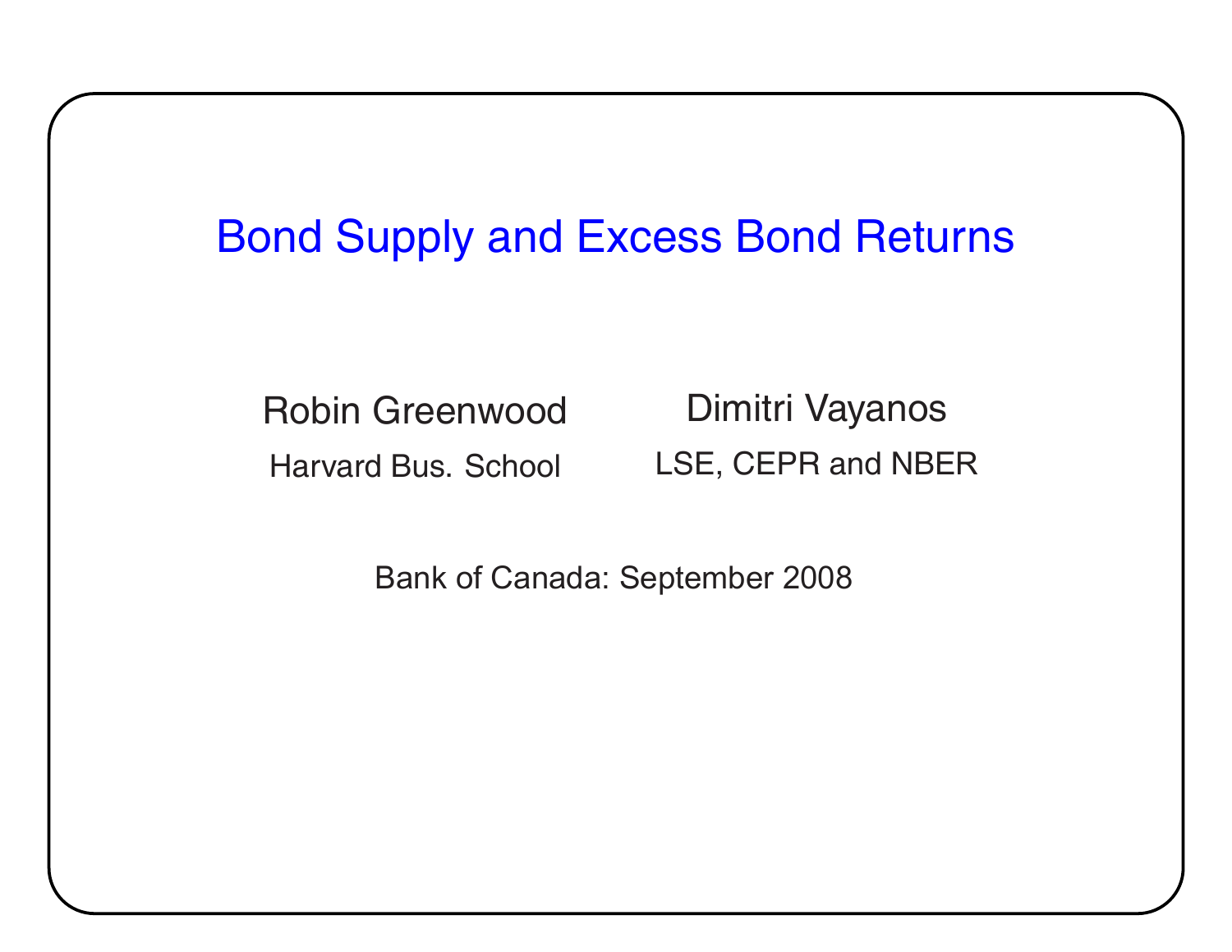# Bond Supply and Excess Bond Returns

Robin Greenwood
Harvard Bus. School

Dimitri Vayanos
LSE, CEPR and NBER

Bank of Canada: September 2008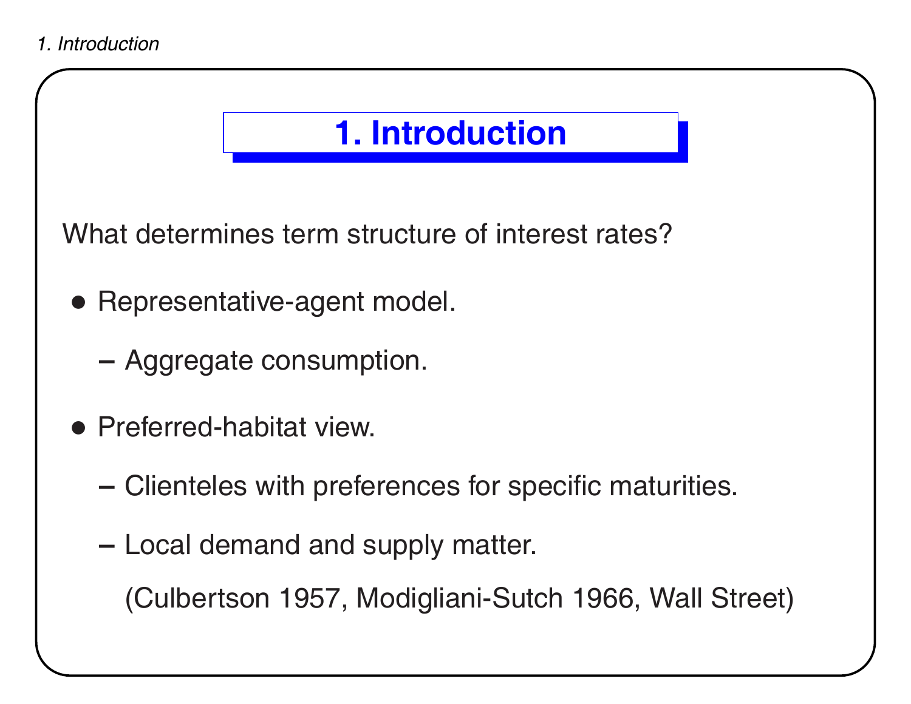# 1. Introduction

What determines term structure of interest rates?

- Representative-agent model.
  - Aggregate consumption.
- Preferred-habitat view.
  - Clienteles with preferences for specific maturities.
  - Local demand and supply matter.

    (Culbertson 1957, Modigliani-Sutch 1966, Wall Street)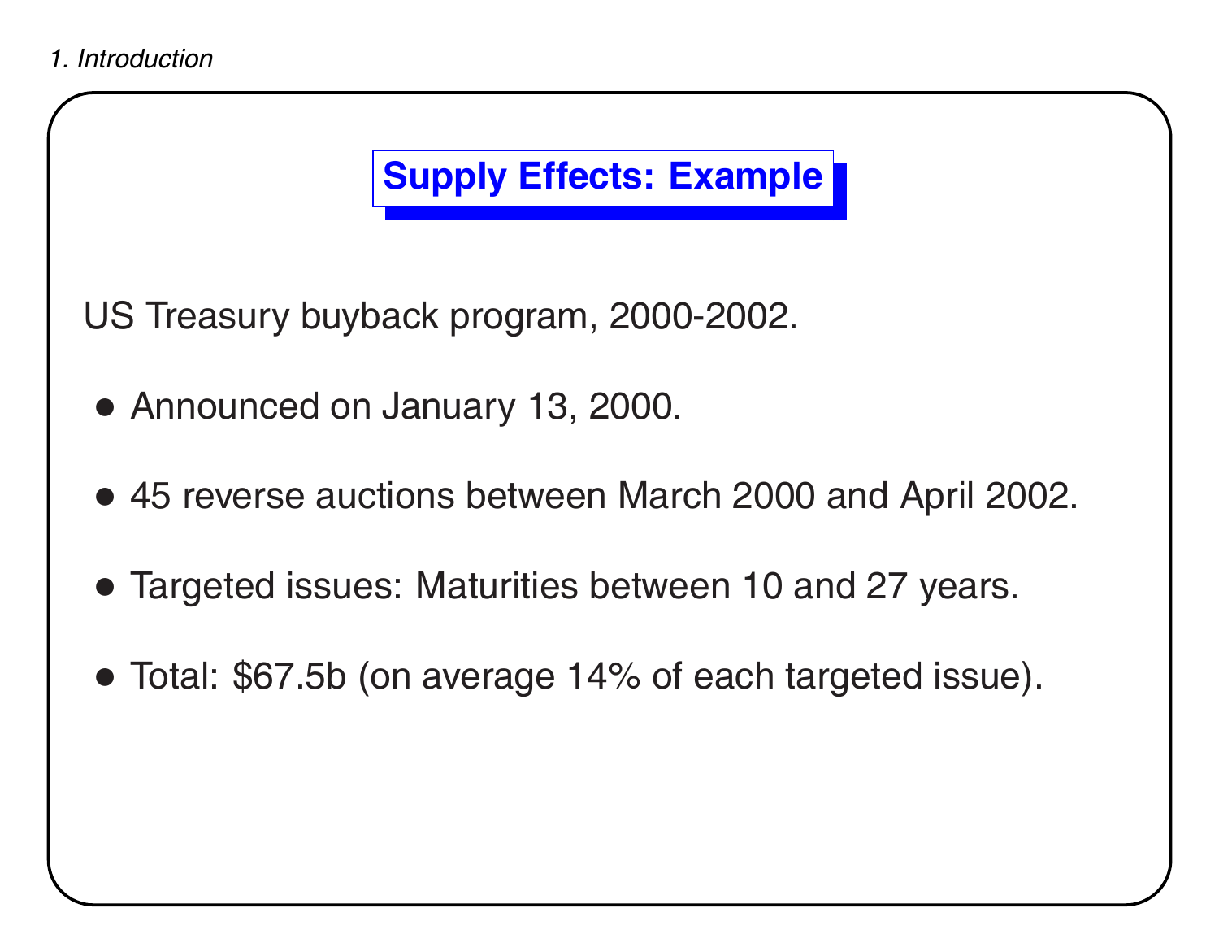## Supply Effects: Example

US Treasury buyback program, 2000-2002.

- Announced on January 13, 2000.
- 45 reverse auctions between March 2000 and April 2002.
- Targeted issues: Maturities between 10 and 27 years.
- Total: $67.5b (on average 14% of each targeted issue).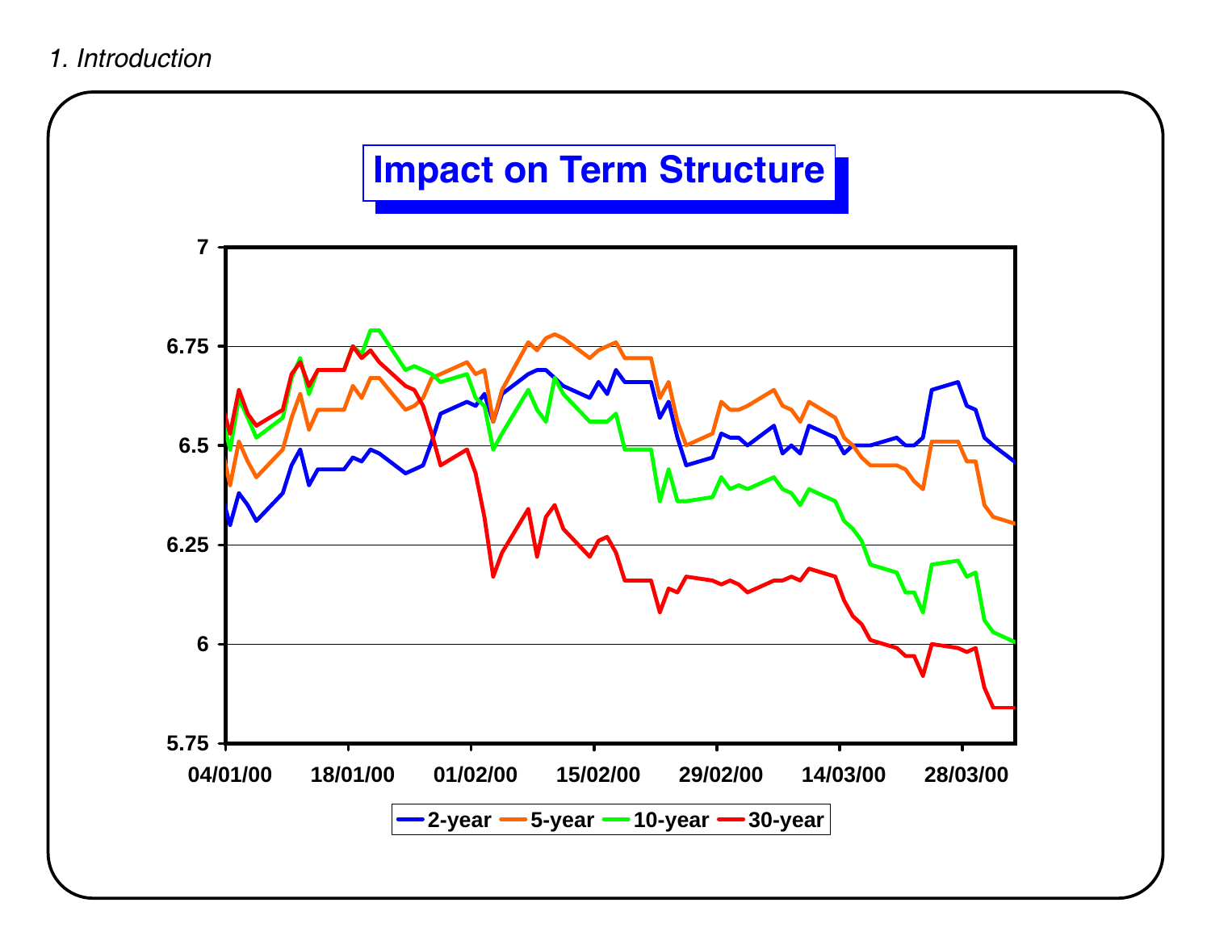# Impact on Term Structure

7
6.75
6.5
6.25
6
5.75

04/01/00 18/01/00 01/02/00 15/02/00 29/02/00 14/03/00 28/03/00

2-year 5-year 10-year 30-year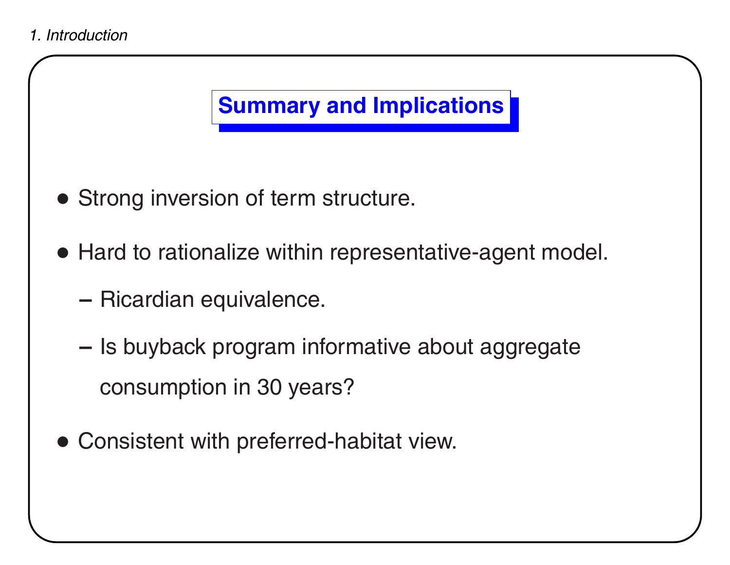## Summary and Implications

- Strong inversion of term structure.
- Hard to rationalize within representative-agent model.
  - Ricardian equivalence.
  - Is buyback program informative about aggregate consumption in 30 years?
- Consistent with preferred-habitat view.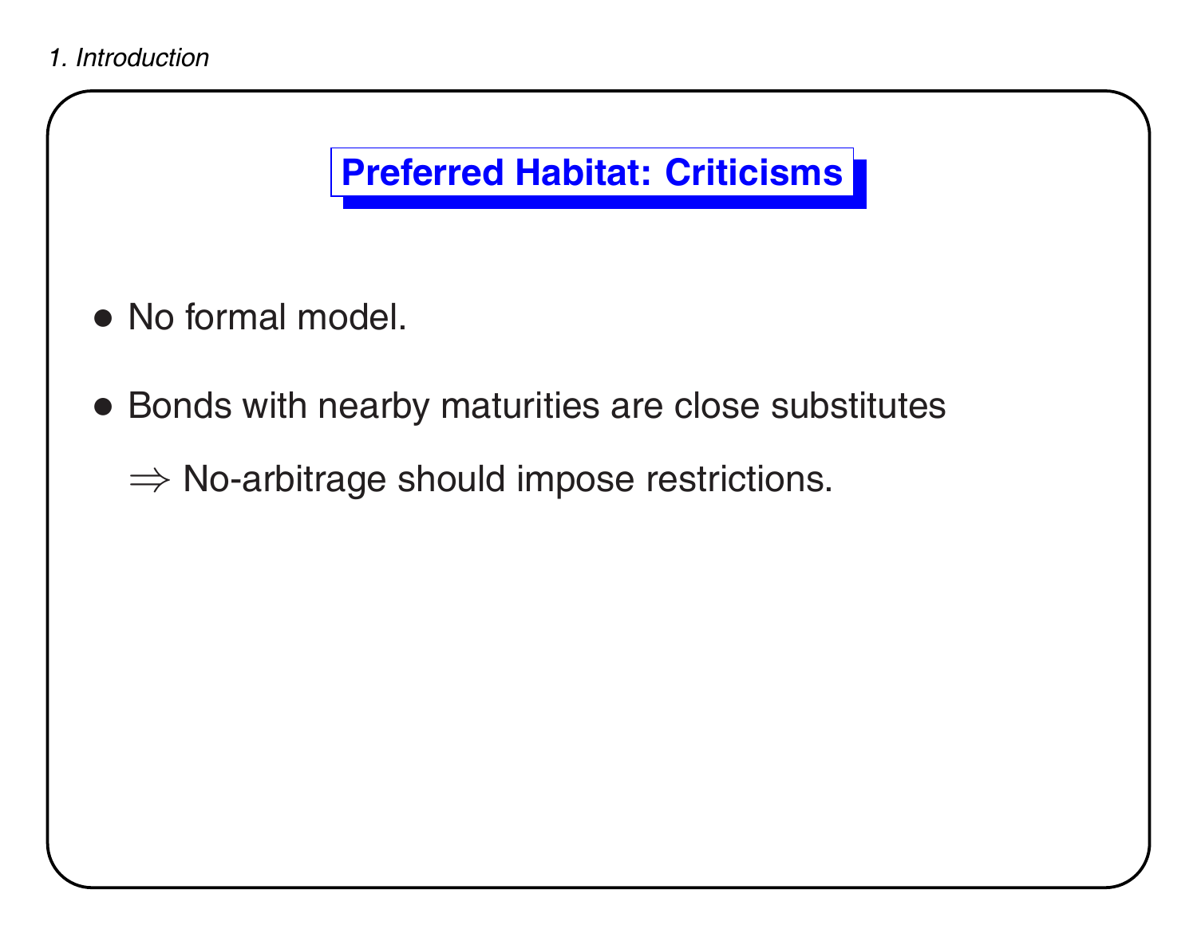## Preferred Habitat: Criticisms

- No formal model.
- Bonds with nearby maturities are close substitutes

  $\Rightarrow$ No-arbitrage should impose restrictions.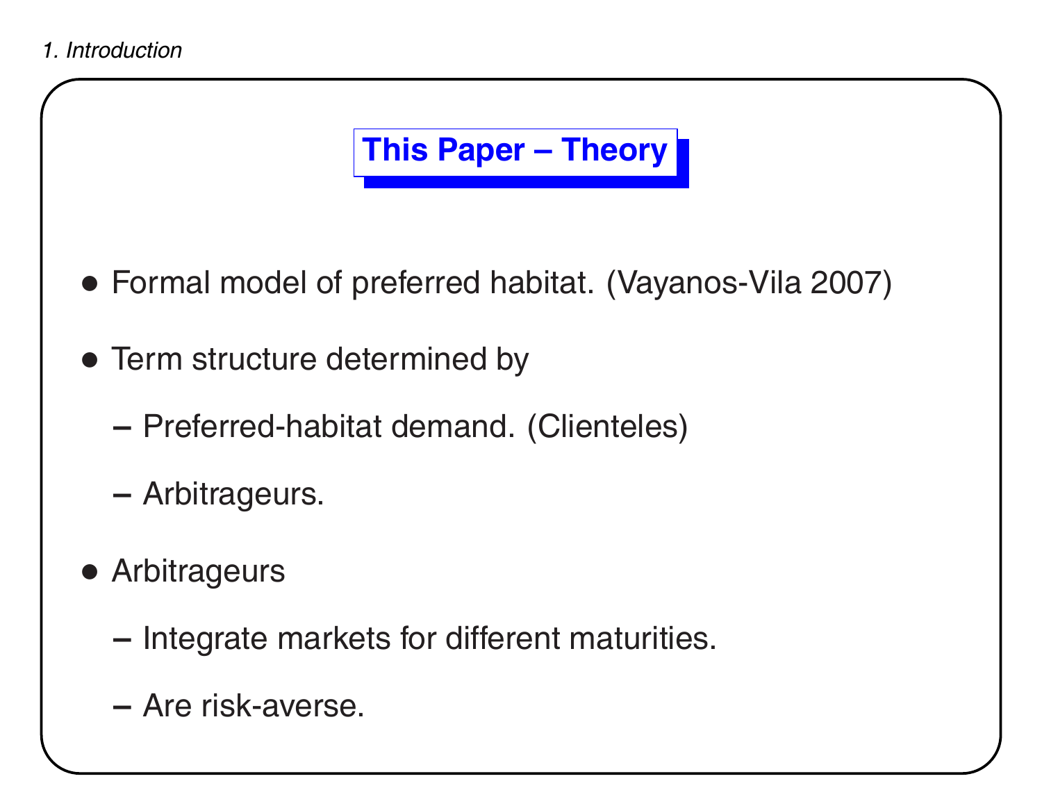## This Paper – Theory

- Formal model of preferred habitat. (Vayanos-Vila 2007)
- Term structure determined by
  - Preferred-habitat demand. (Clienteles)
  - Arbitrageurs.
- Arbitrageurs
  - Integrate markets for different maturities.
  - Are risk-averse.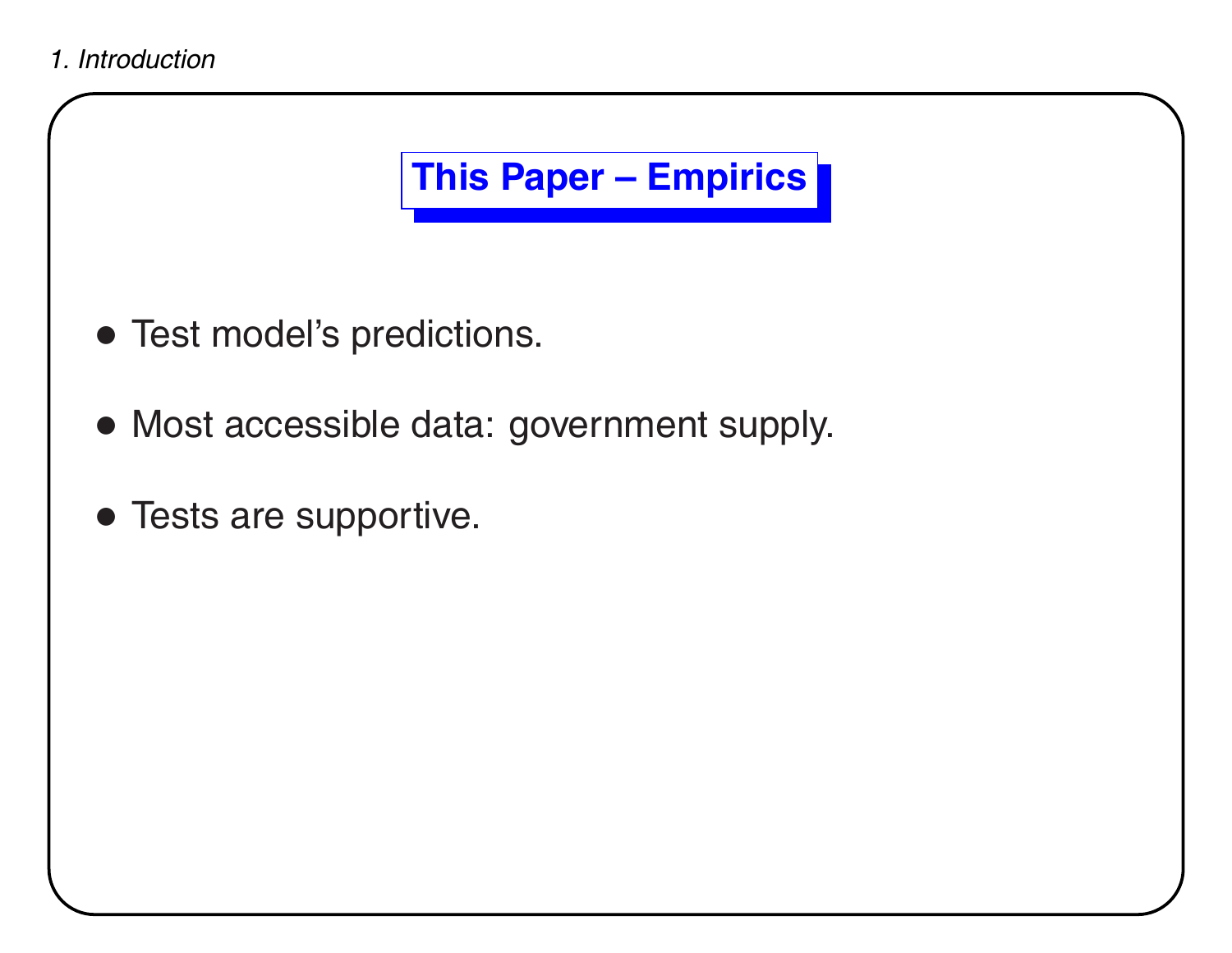## This Paper – Empirics

- Test model's predictions.
- Most accessible data: government supply.
- Tests are supportive.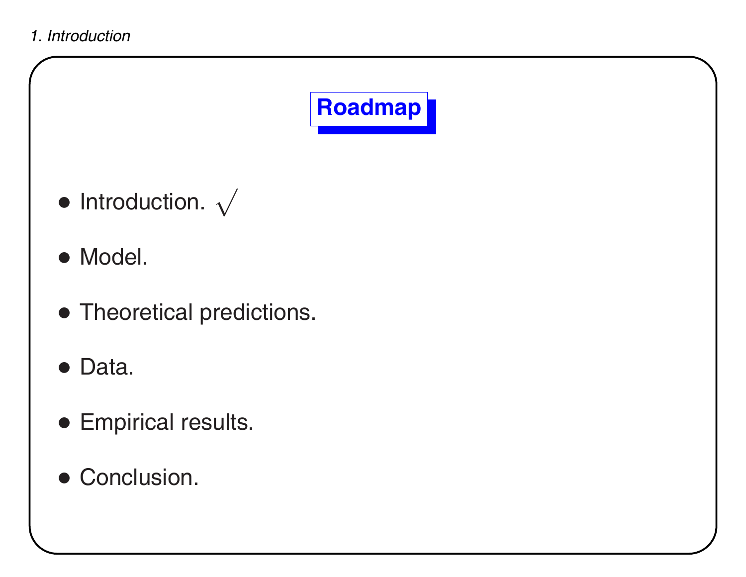## Roadmap

- Introduction. $\surd$
- Model.
- Theoretical predictions.
- Data.
- Empirical results.
- Conclusion.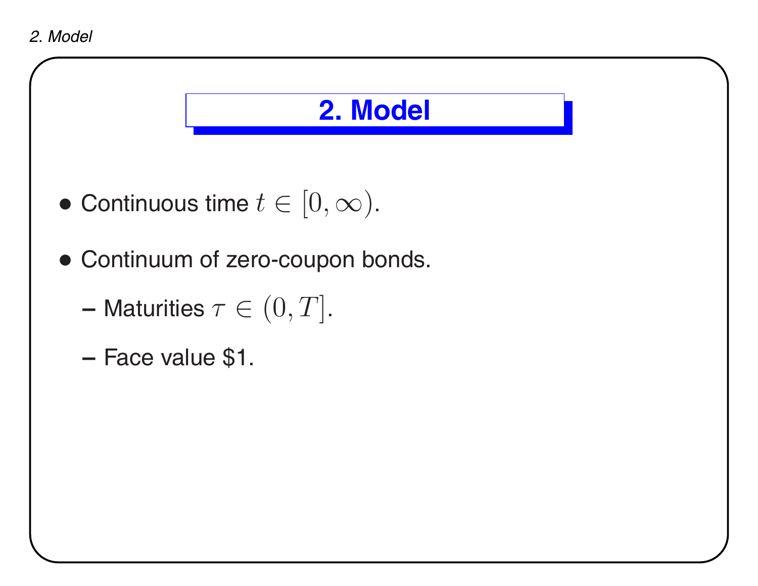# 2. Model

- Continuous time $t \in [0, \infty)$.
- Continuum of zero-coupon bonds.
  - Maturities $\tau \in (0, T]$.
  - Face value $1.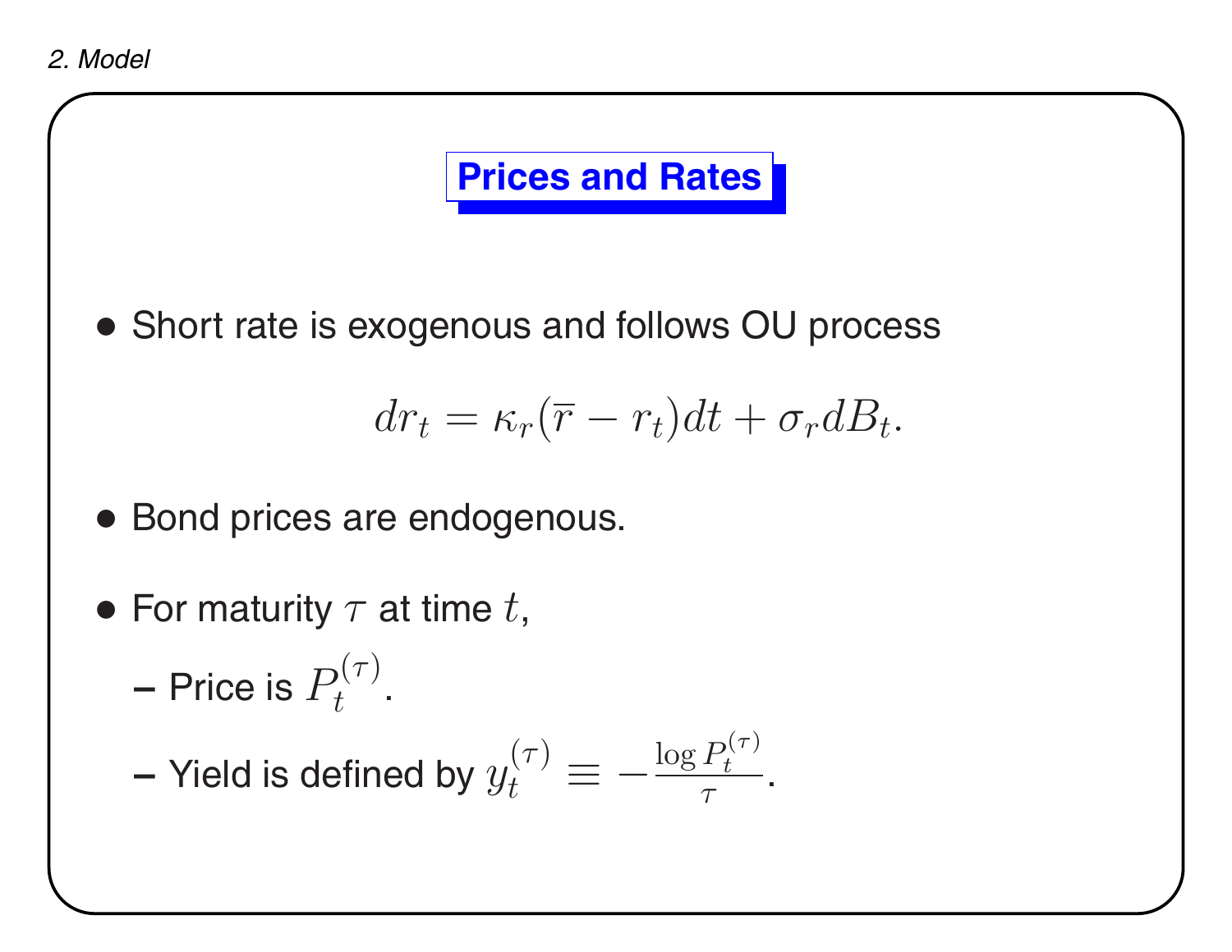## Prices and Rates

- Short rate is exogenous and follows OU process

$$dr_t = \kappa_r(\overline{r} - r_t)dt + \sigma_r dB_t.$$

- Bond prices are endogenous.

- For maturity $\tau$ at time $t$,
  - Price is $P_t^{(\tau)}$.
  - Yield is defined by $y_t^{(\tau)} \equiv -\frac{\log P_t^{(\tau)}}{\tau}$.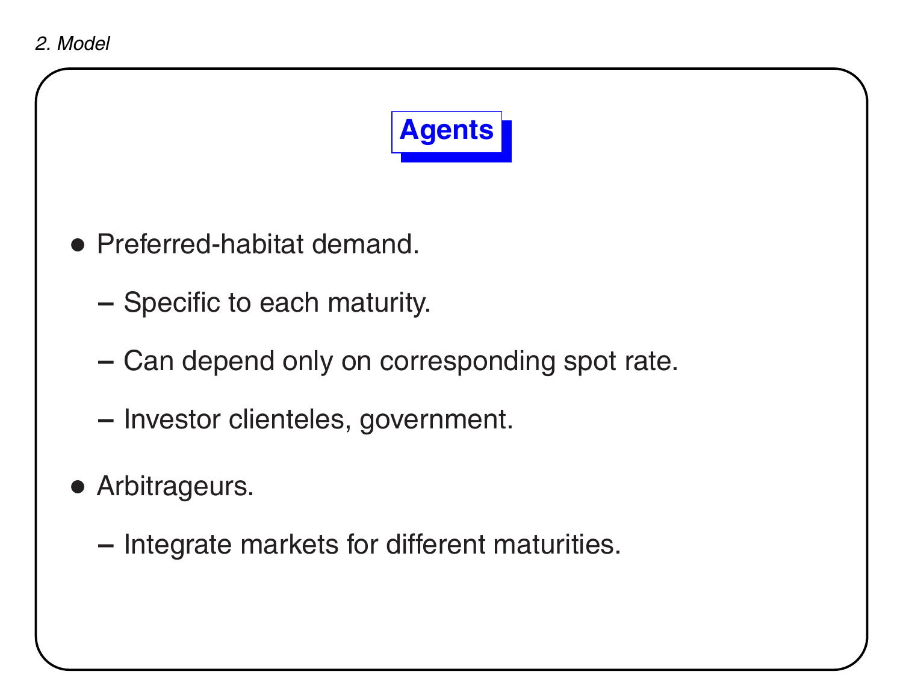## Agents

- Preferred-habitat demand.
  - Specific to each maturity.
  - Can depend only on corresponding spot rate.
  - Investor clienteles, government.
- Arbitrageurs.
  - Integrate markets for different maturities.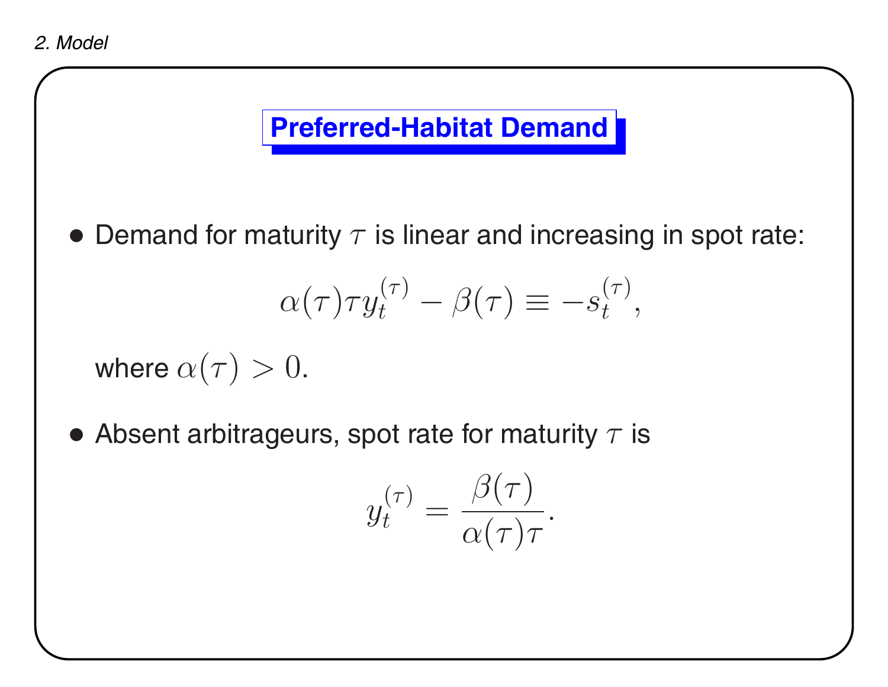## Preferred-Habitat Demand

- Demand for maturity $\tau$ is linear and increasing in spot rate:

$$\alpha(\tau)\tau y_t^{(\tau)} - \beta(\tau) \equiv -s_t^{(\tau)},$$

  where $\alpha(\tau) > 0$.

- Absent arbitrageurs, spot rate for maturity $\tau$ is

$$y_t^{(\tau)} = \frac{\beta(\tau)}{\alpha(\tau)\tau}.$$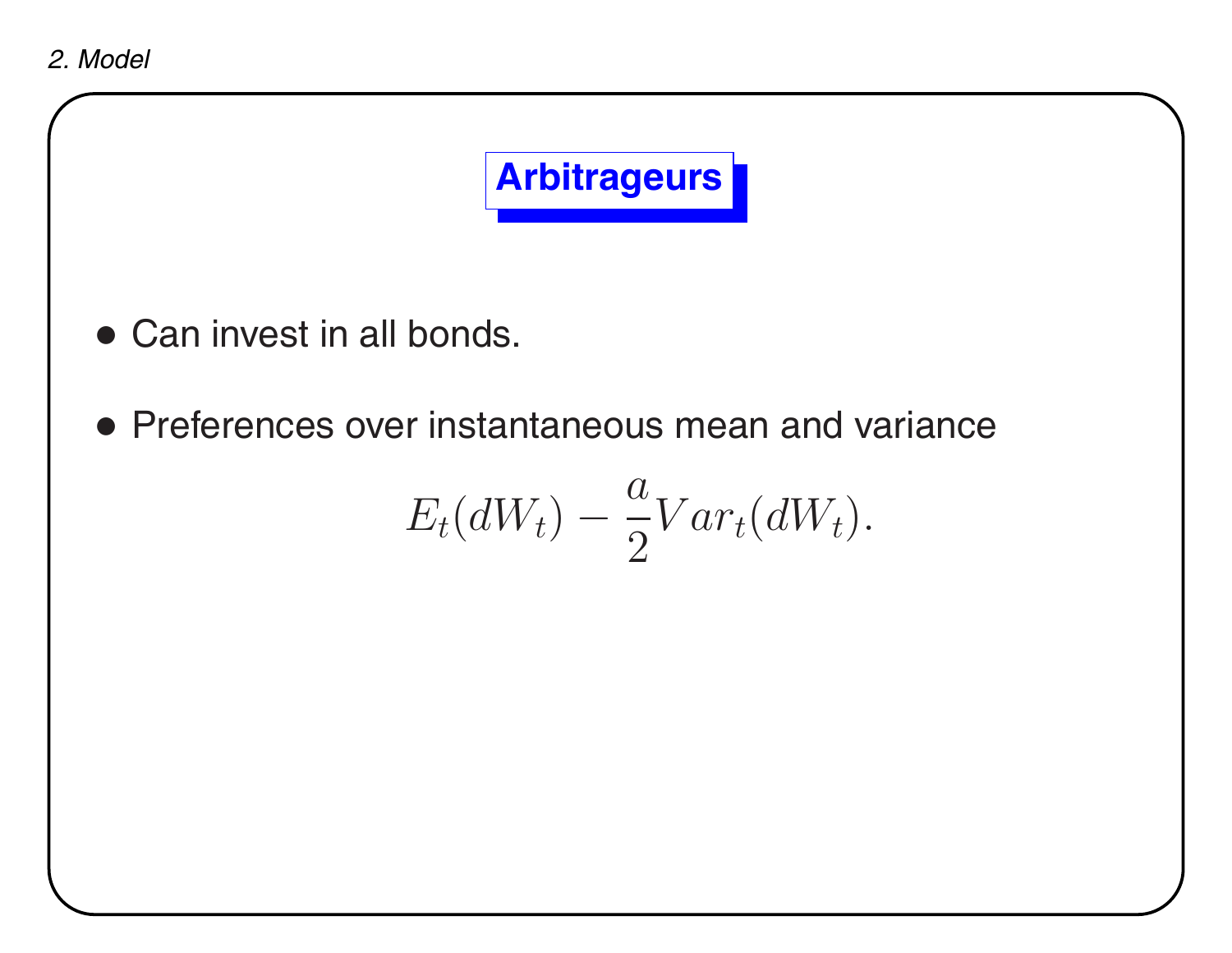## Arbitrageurs

- Can invest in all bonds.
- Preferences over instantaneous mean and variance

$$E_t(dW_t) - \frac{a}{2} Var_t(dW_t).$$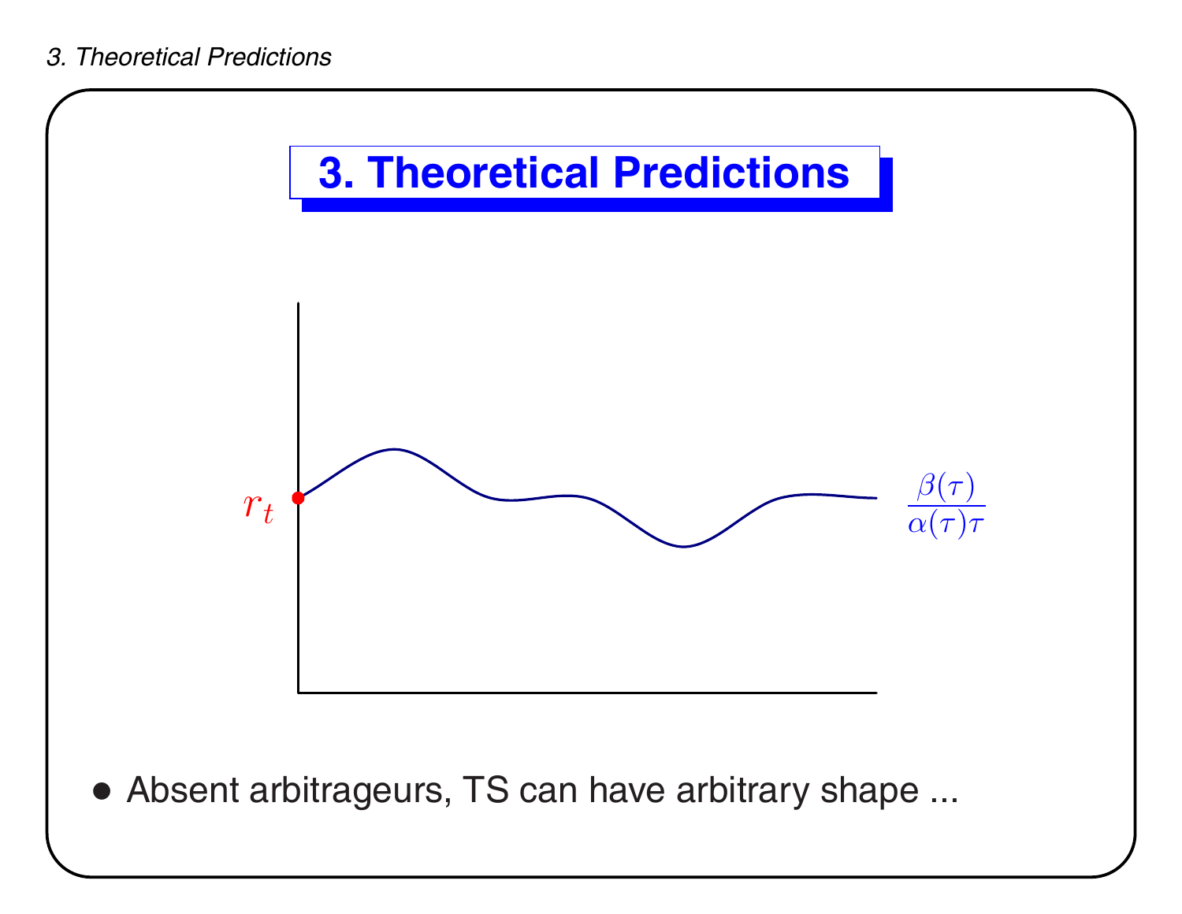# 3. Theoretical Predictions

$r_t$

$\frac{\beta(\tau)}{\alpha(\tau)\tau}$

- Absent arbitrageurs, TS can have arbitrary shape ...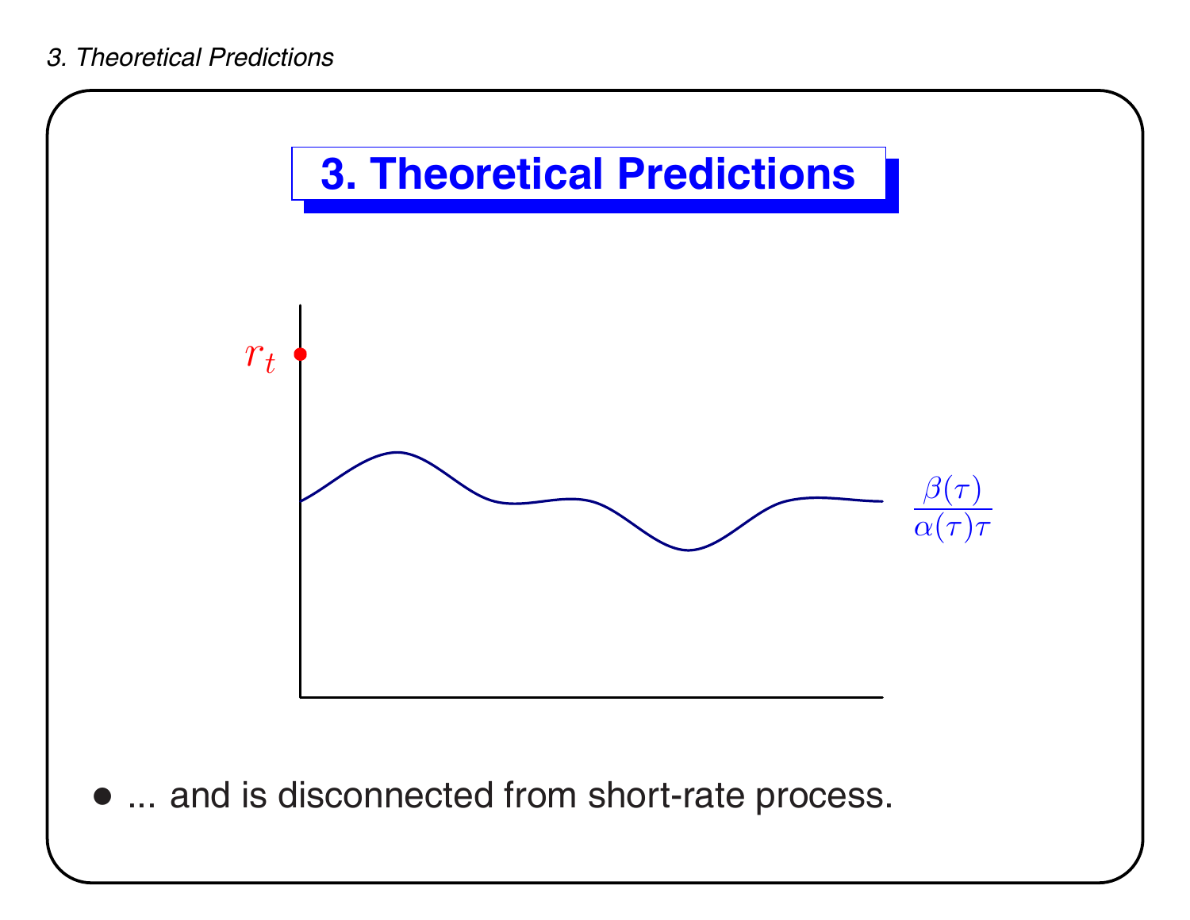# 3. Theoretical Predictions

$r_t$

$\frac{\beta(\tau)}{\alpha(\tau)\tau}$

- ... and is disconnected from short-rate process.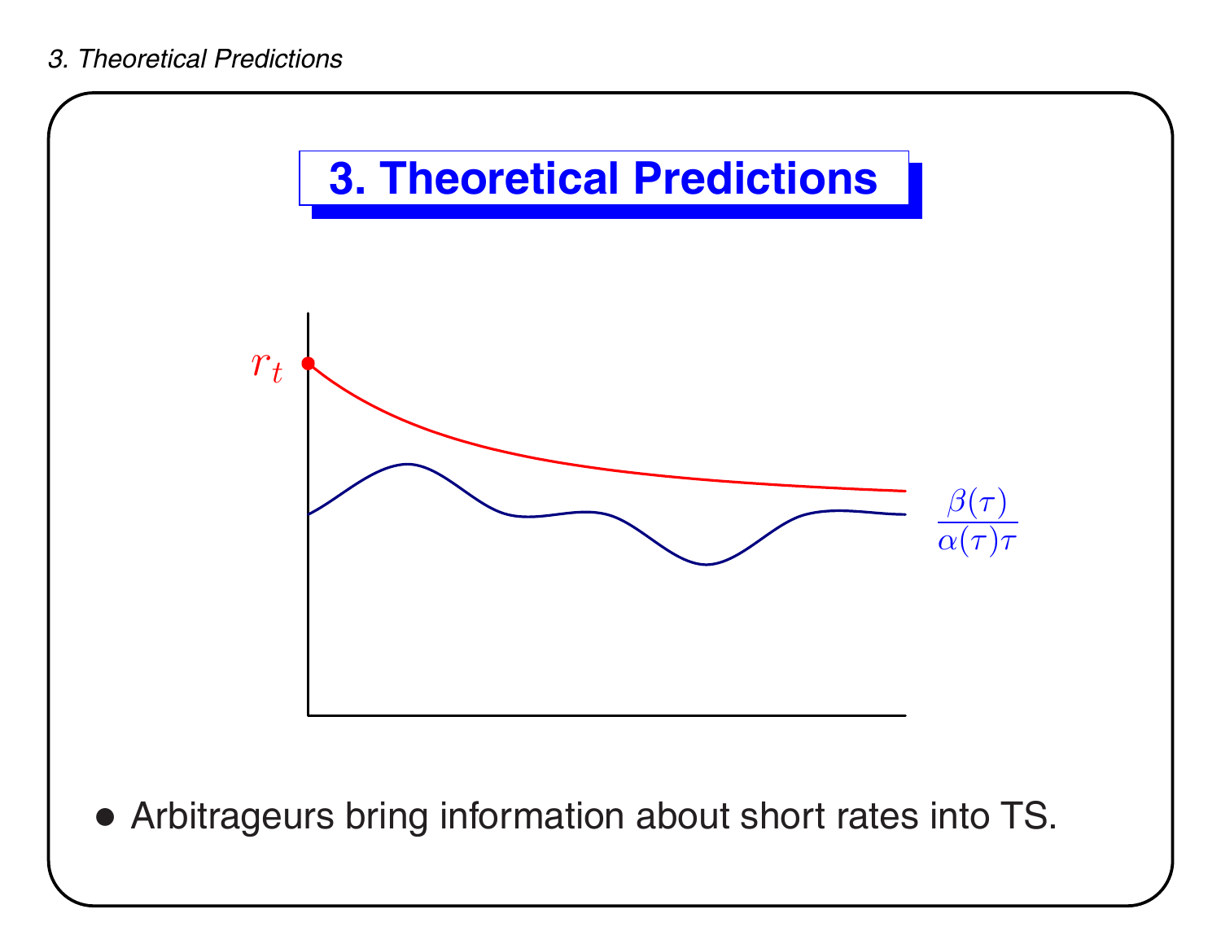# 3. Theoretical Predictions

$r_t$

$\frac{\beta(\tau)}{\alpha(\tau)\tau}$

- Arbitrageurs bring information about short rates into TS.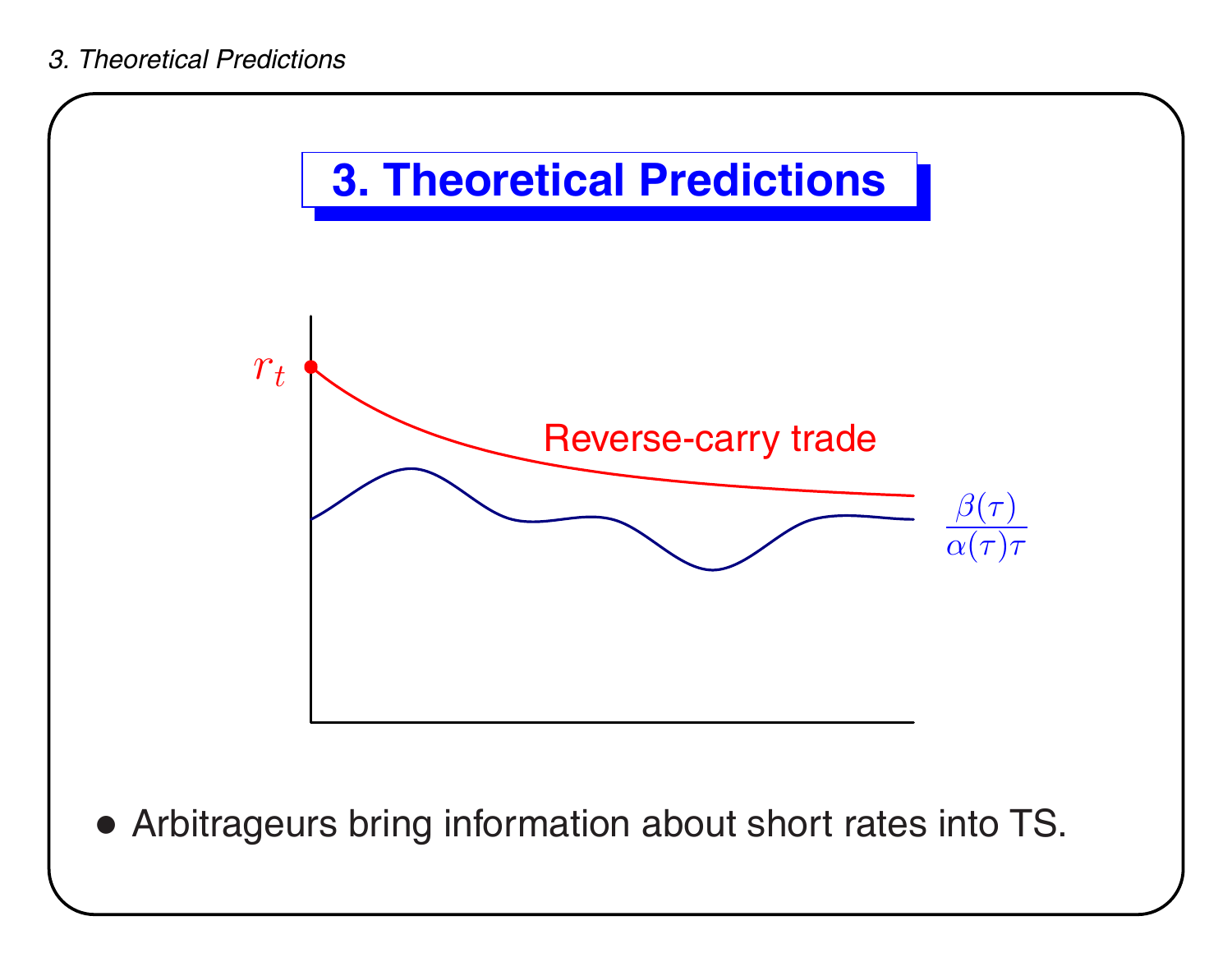# 3. Theoretical Predictions

$r_t$

Reverse-carry trade

$\frac{\beta(\tau)}{\alpha(\tau)\tau}$

- Arbitrageurs bring information about short rates into TS.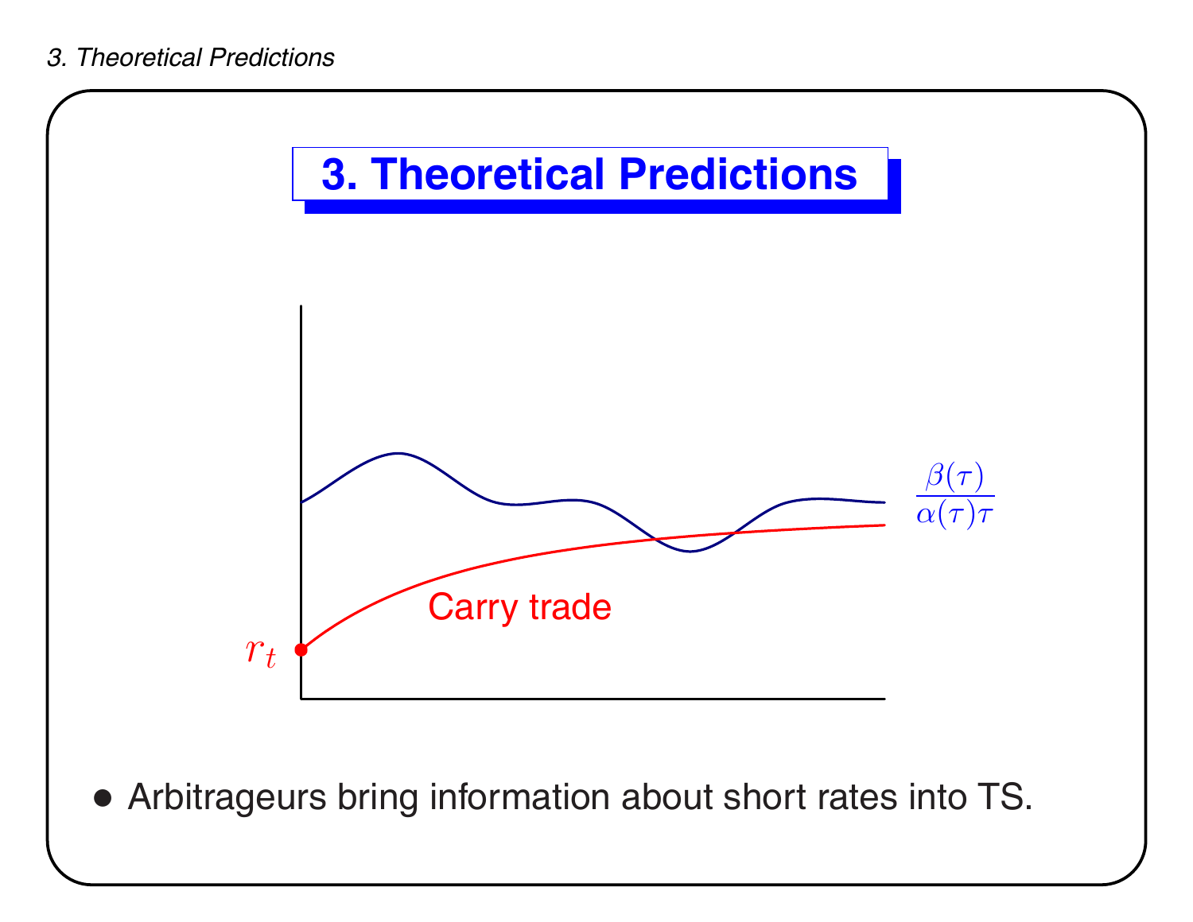# 3. Theoretical Predictions

- Arbitrageurs bring information about short rates into TS.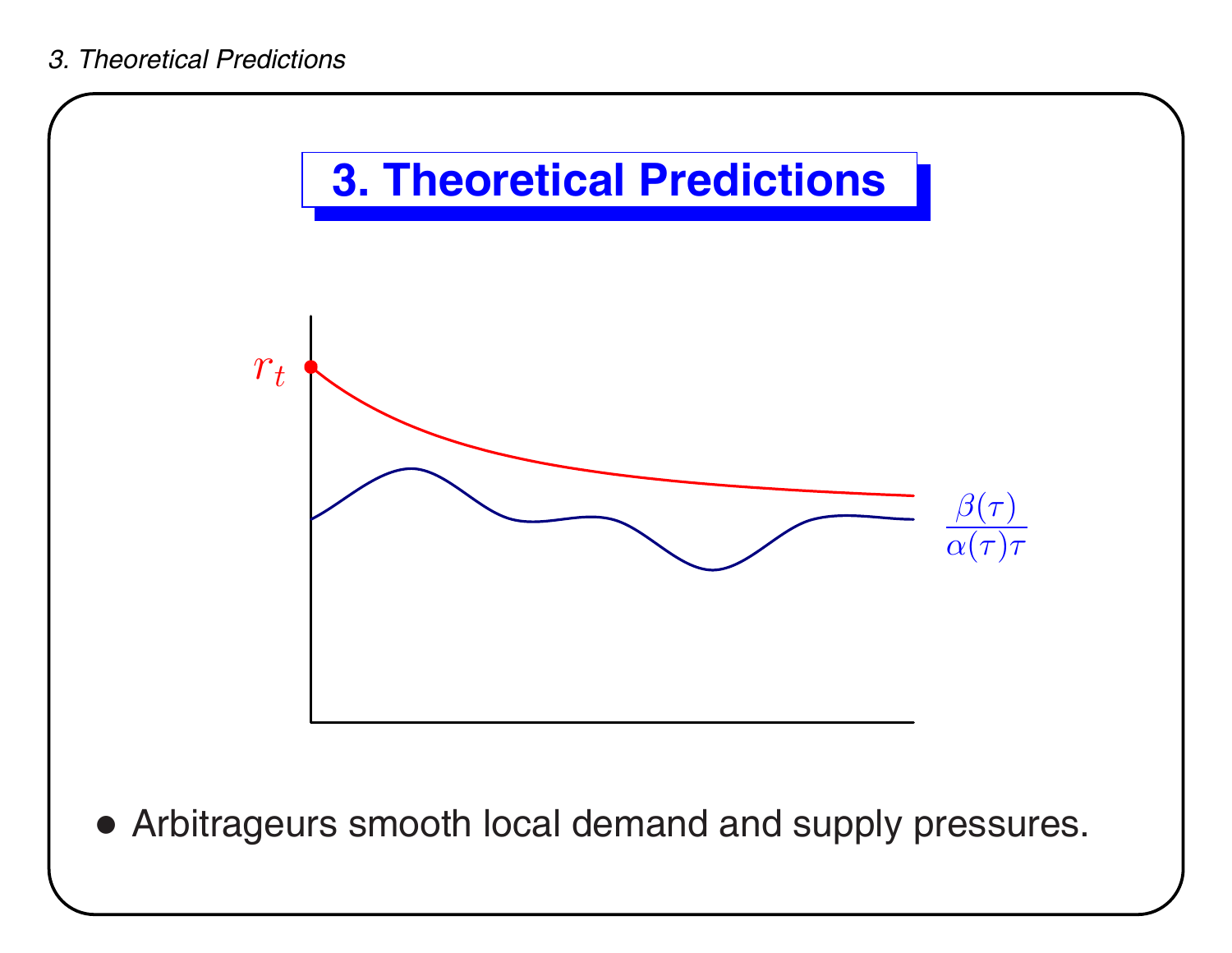# 3. Theoretical Predictions

$r_t$

$\frac{\beta(\tau)}{\alpha(\tau)\tau}$

- Arbitrageurs smooth local demand and supply pressures.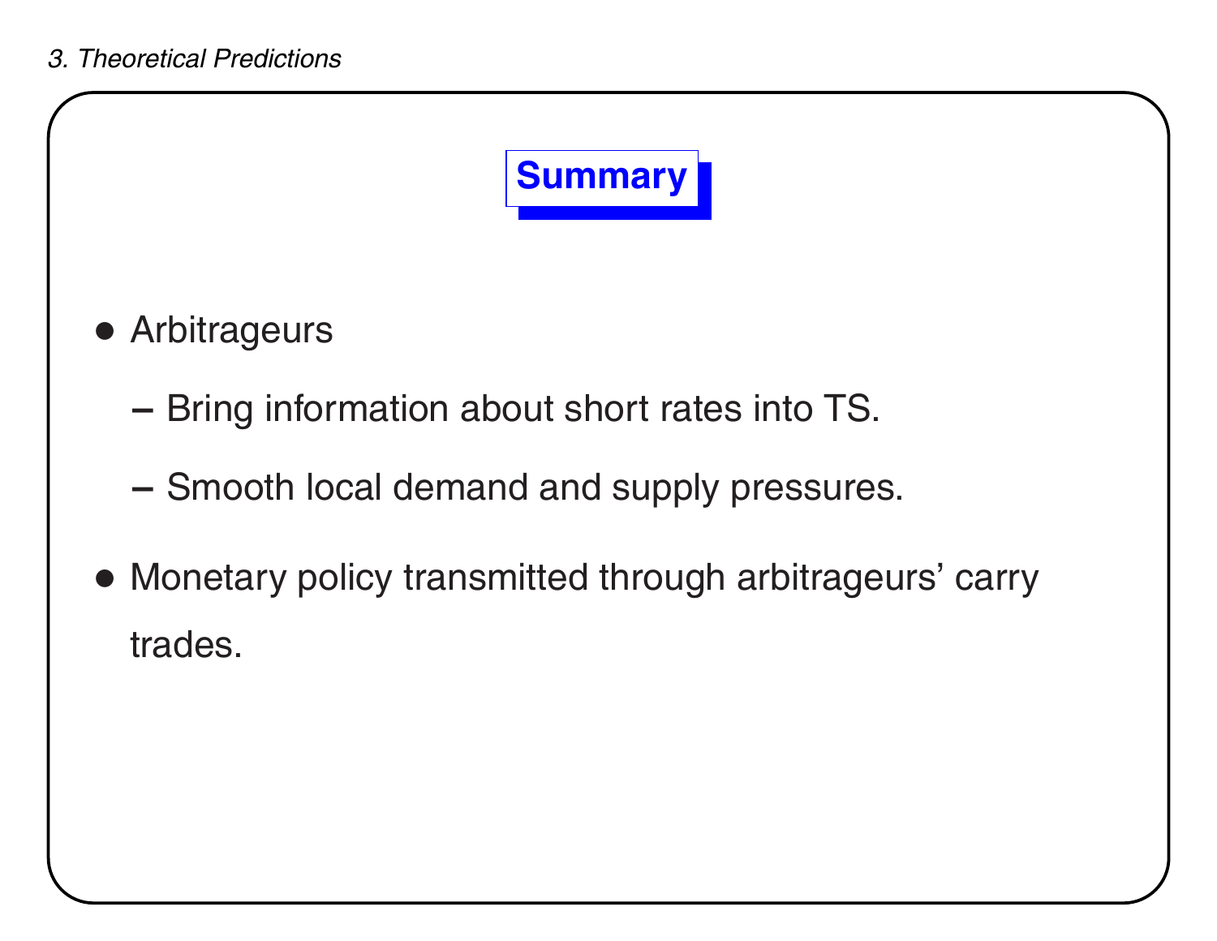## Summary

- Arbitrageurs
  - Bring information about short rates into TS.
  - Smooth local demand and supply pressures.
- Monetary policy transmitted through arbitrageurs' carry trades.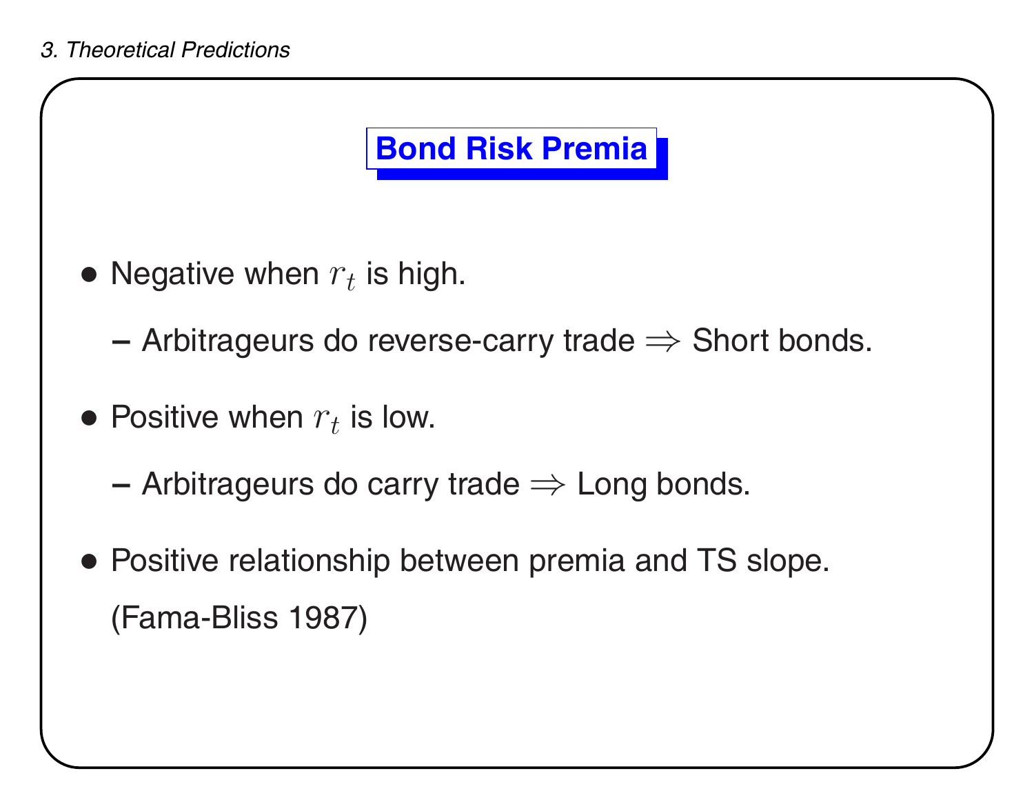## Bond Risk Premia

- Negative when $r_t$ is high.
  - Arbitrageurs do reverse-carry trade $\Rightarrow$ Short bonds.
- Positive when $r_t$ is low.
  - Arbitrageurs do carry trade $\Rightarrow$ Long bonds.
- Positive relationship between premia and TS slope.

  (Fama-Bliss 1987)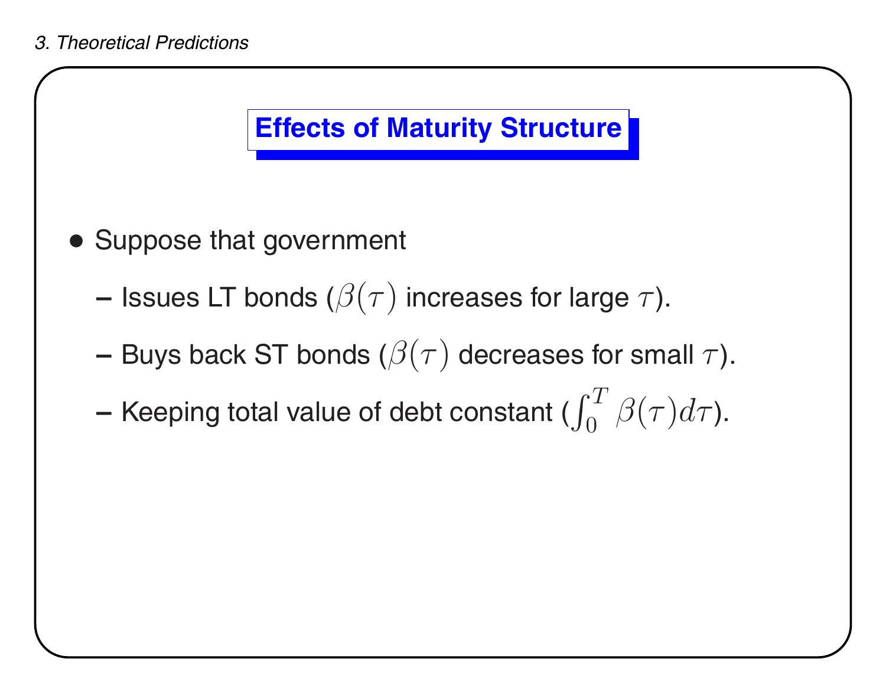## Effects of Maturity Structure

- Suppose that government
  - Issues LT bonds ($\beta(\tau)$ increases for large $\tau$).
  - Buys back ST bonds ($\beta(\tau)$ decreases for small $\tau$).
  - Keeping total value of debt constant ($\int_0^T \beta(\tau)d\tau$).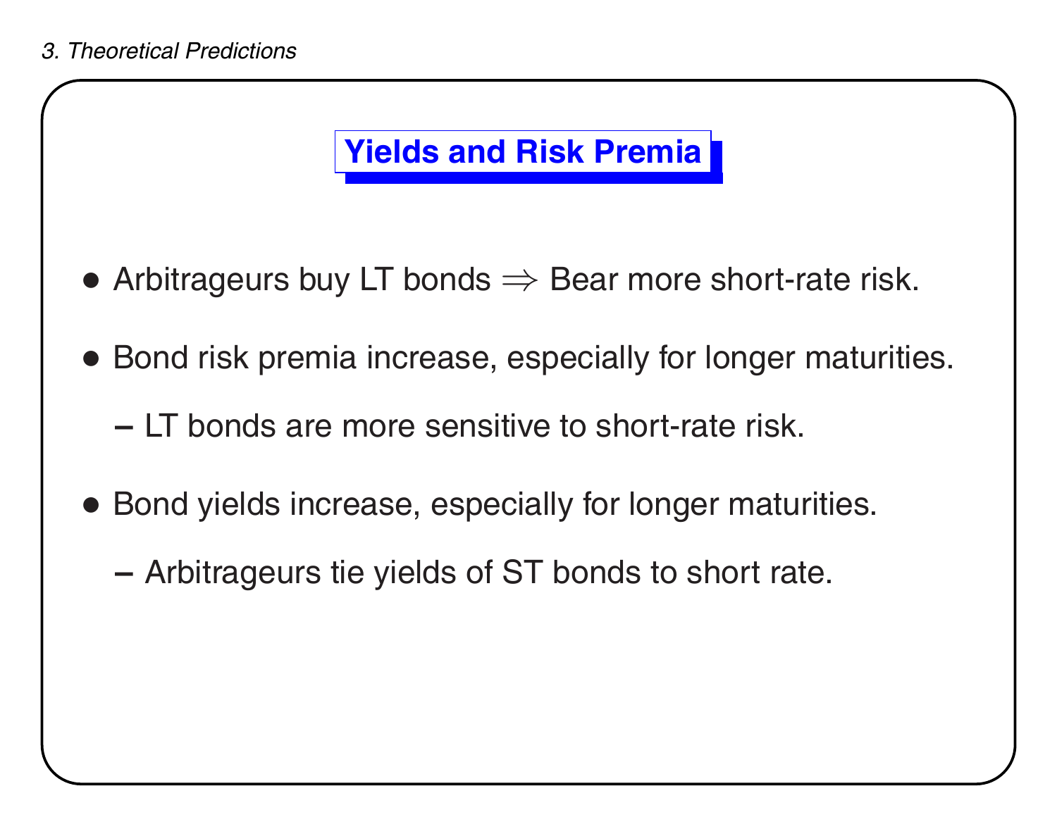## Yields and Risk Premia

- Arbitrageurs buy LT bonds $\Rightarrow$ Bear more short-rate risk.
- Bond risk premia increase, especially for longer maturities.
  - LT bonds are more sensitive to short-rate risk.
- Bond yields increase, especially for longer maturities.
  - Arbitrageurs tie yields of ST bonds to short rate.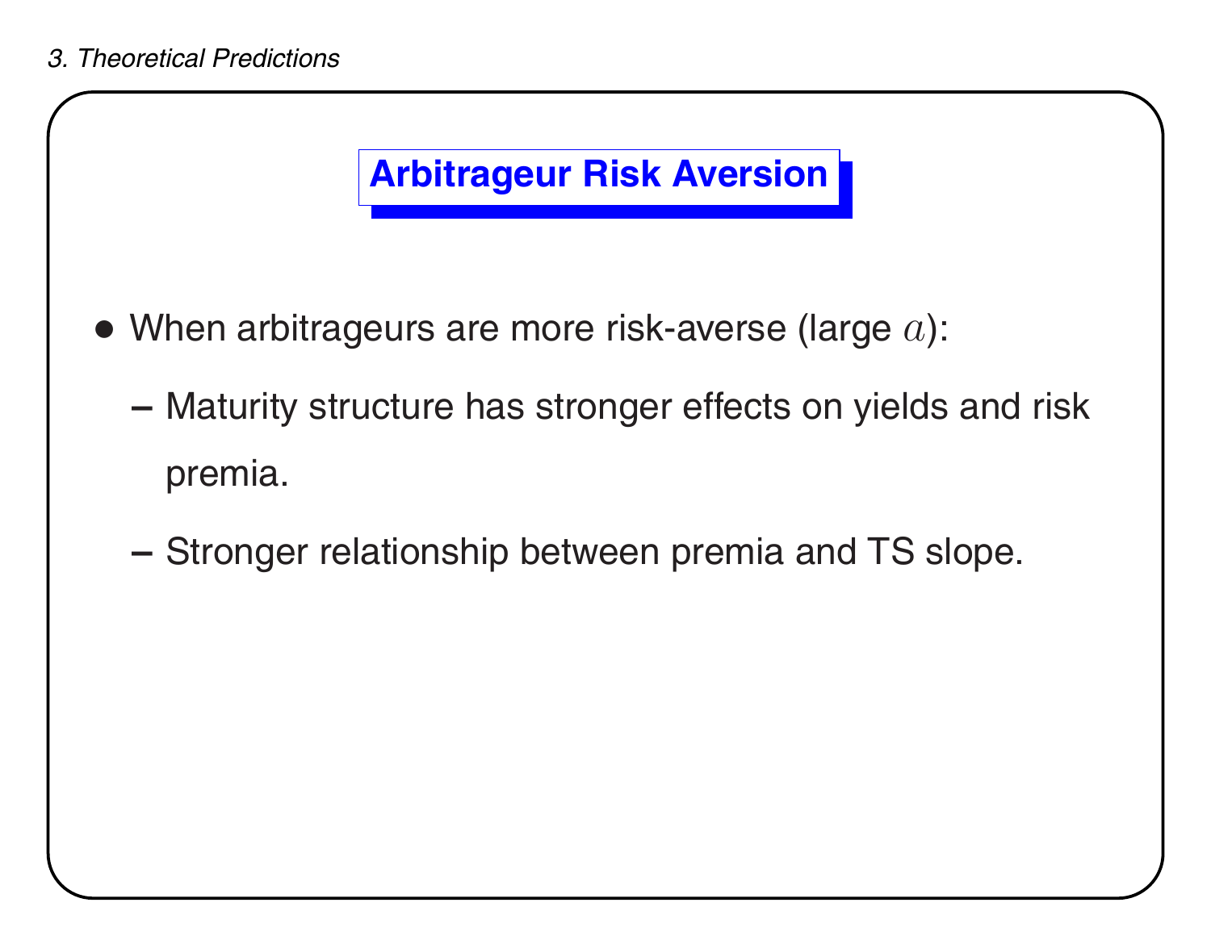## Arbitrageur Risk Aversion

- When arbitrageurs are more risk-averse (large $a$):
  - Maturity structure has stronger effects on yields and risk premia.
  - Stronger relationship between premia and TS slope.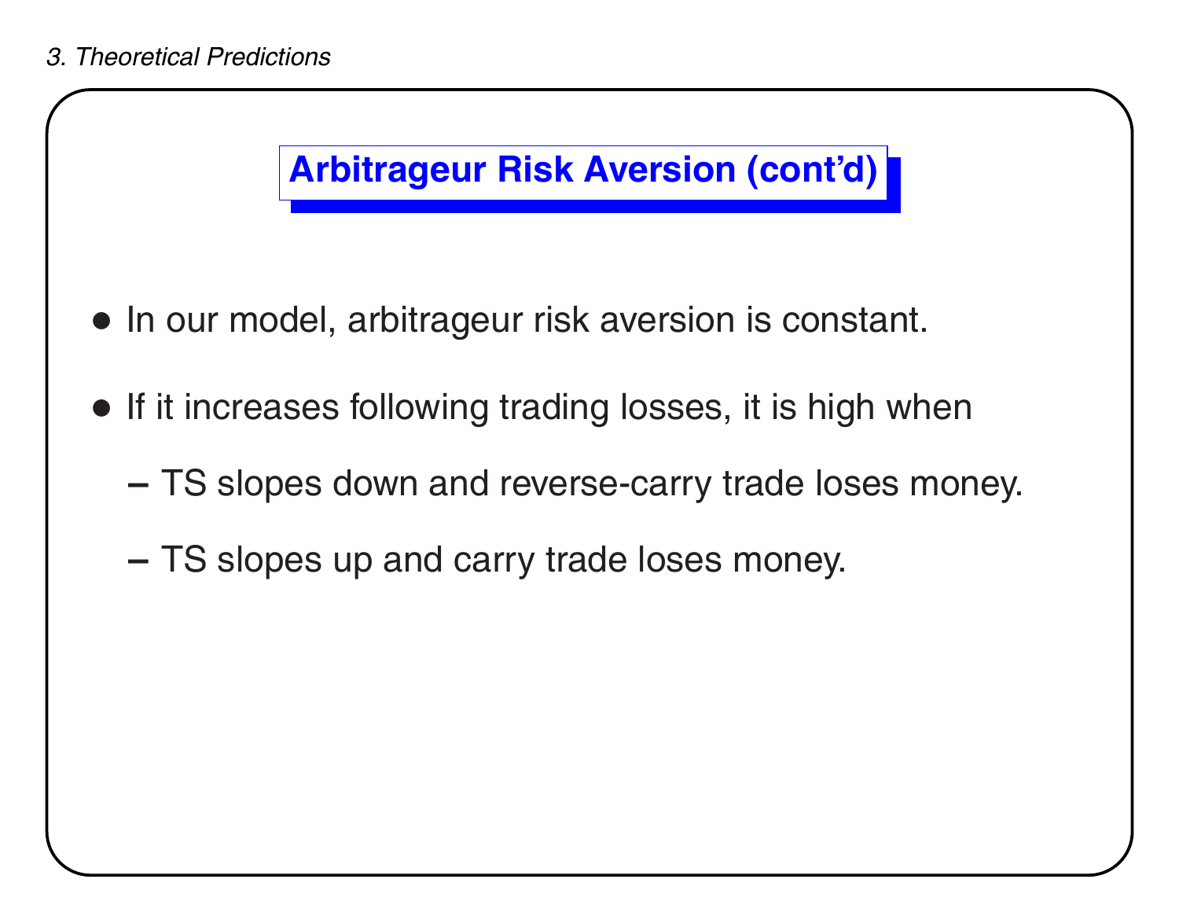## Arbitrageur Risk Aversion (cont'd)

- In our model, arbitrageur risk aversion is constant.
- If it increases following trading losses, it is high when
  - TS slopes down and reverse-carry trade loses money.
  - TS slopes up and carry trade loses money.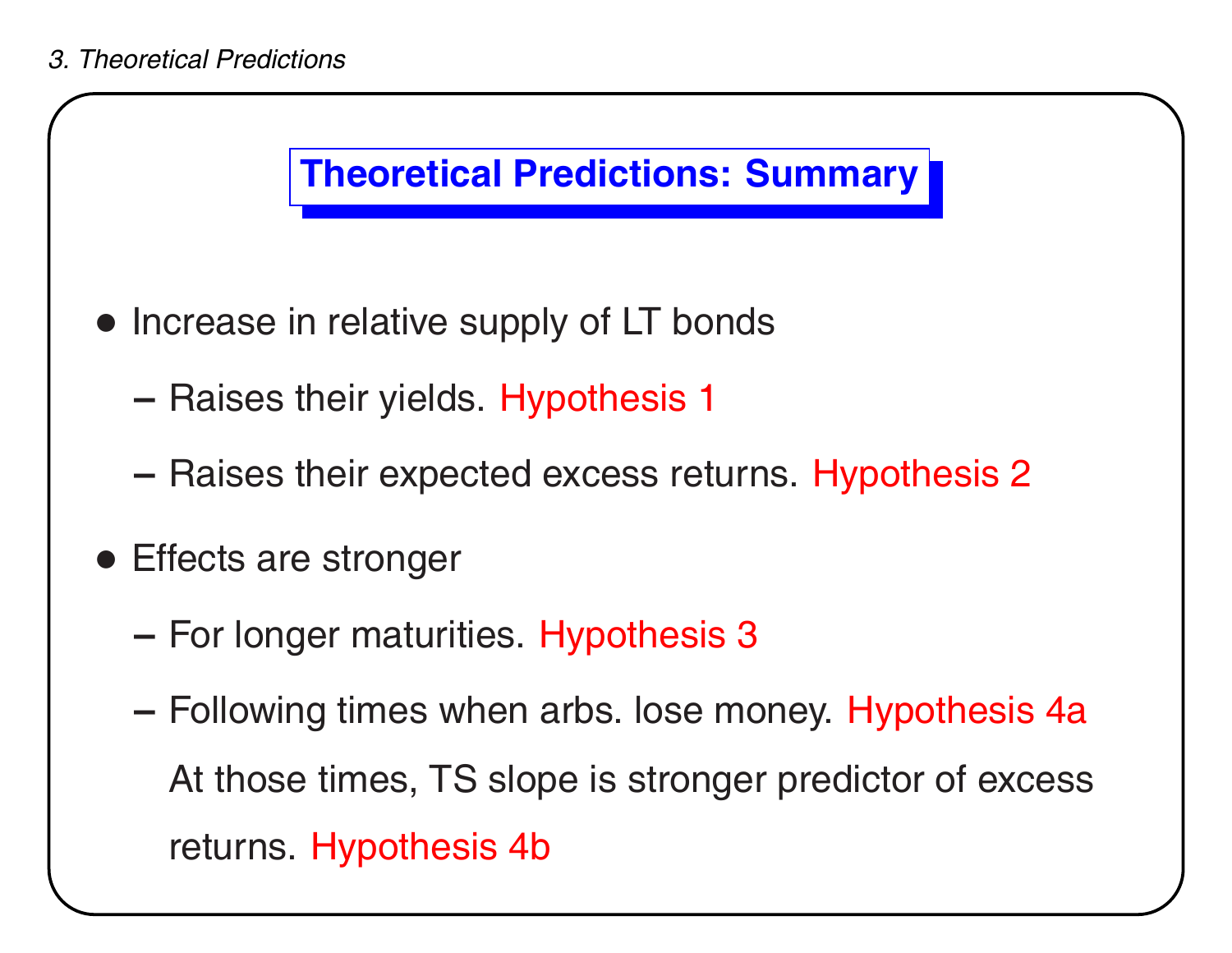## Theoretical Predictions: Summary

- Increase in relative supply of LT bonds
  - Raises their yields. Hypothesis 1
  - Raises their expected excess returns. Hypothesis 2
- Effects are stronger
  - For longer maturities. Hypothesis 3
  - Following times when arbs. lose money. Hypothesis 4a

    At those times, TS slope is stronger predictor of excess returns. Hypothesis 4b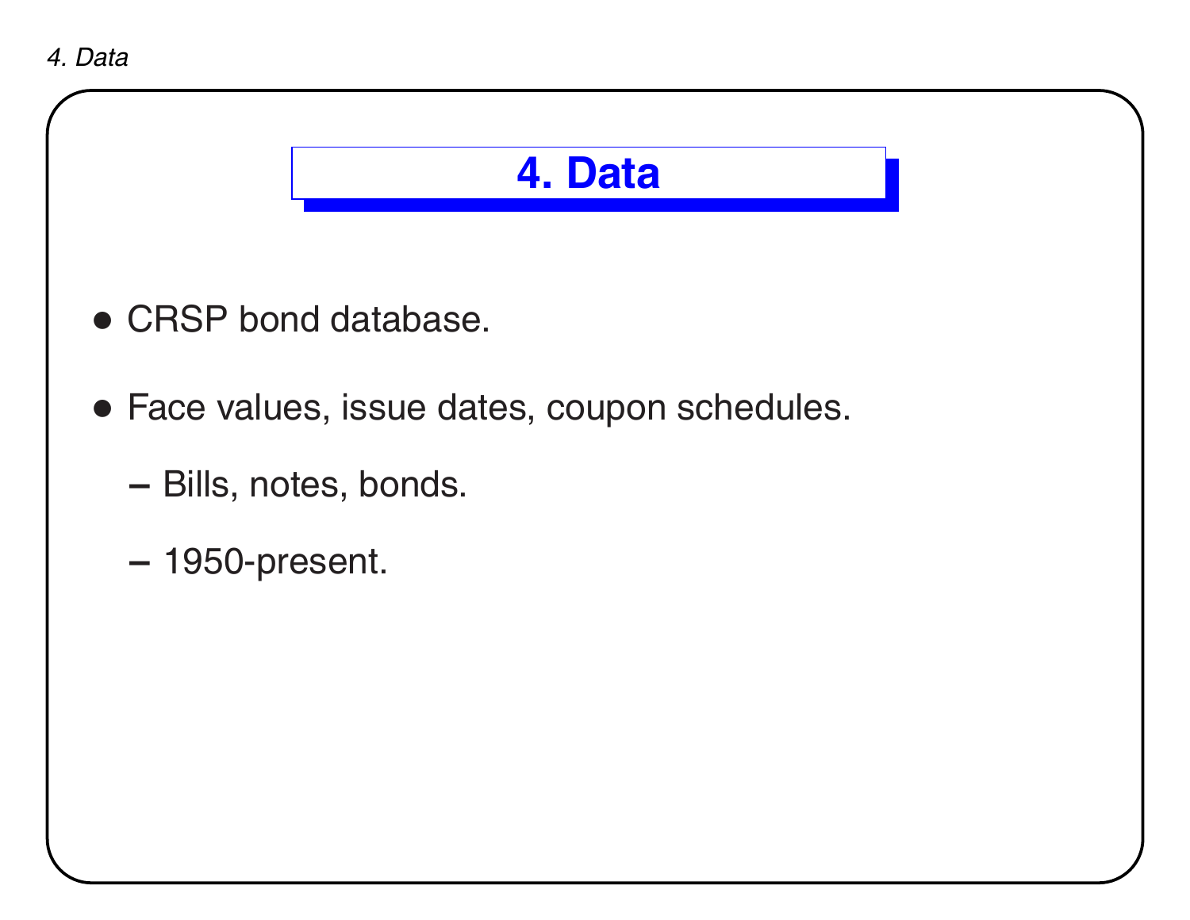# 4. Data

- CRSP bond database.
- Face values, issue dates, coupon schedules.
  - Bills, notes, bonds.
  - 1950-present.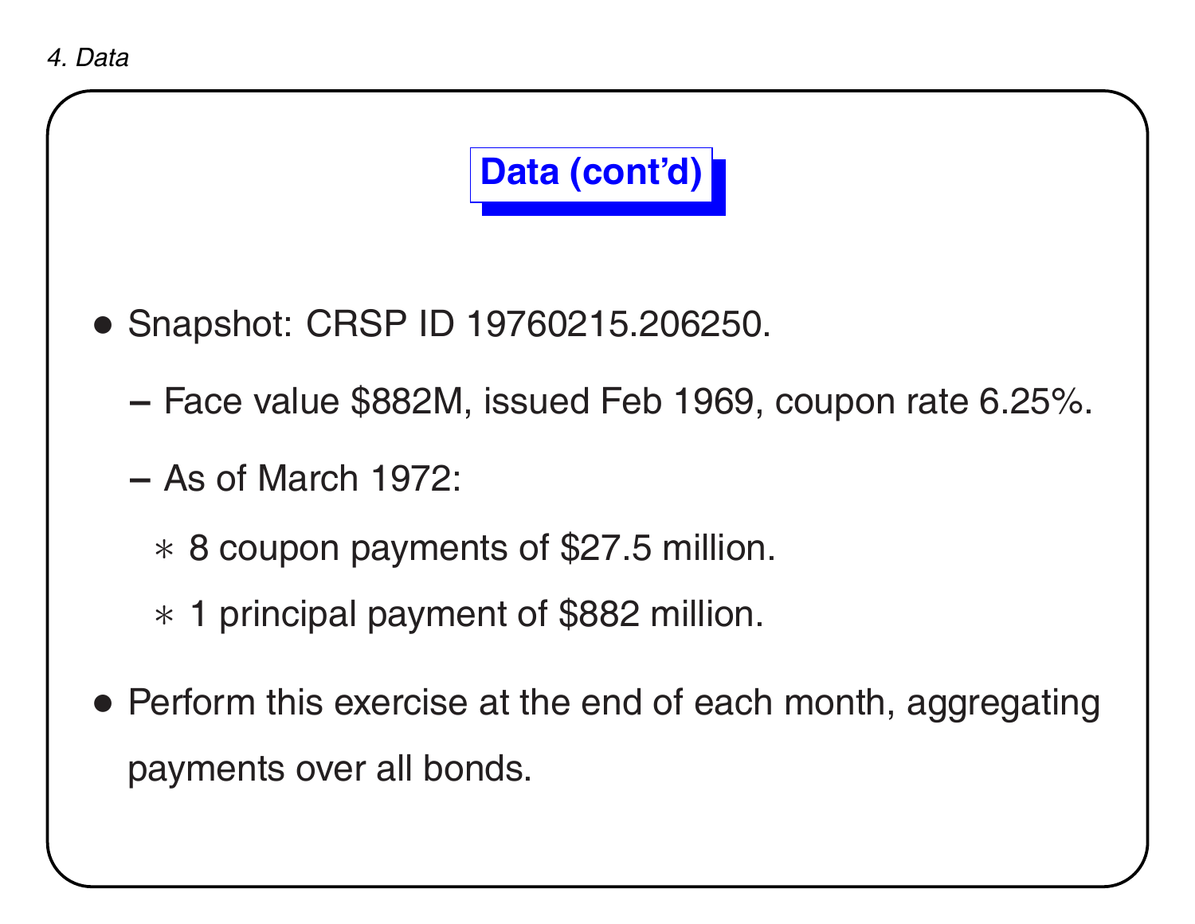## Data (cont'd)

- Snapshot: CRSP ID 19760215.206250.
  - Face value $882M, issued Feb 1969, coupon rate 6.25%.
  - As of March 1972:
    - 8 coupon payments of $27.5 million.
    - 1 principal payment of $882 million.
- Perform this exercise at the end of each month, aggregating payments over all bonds.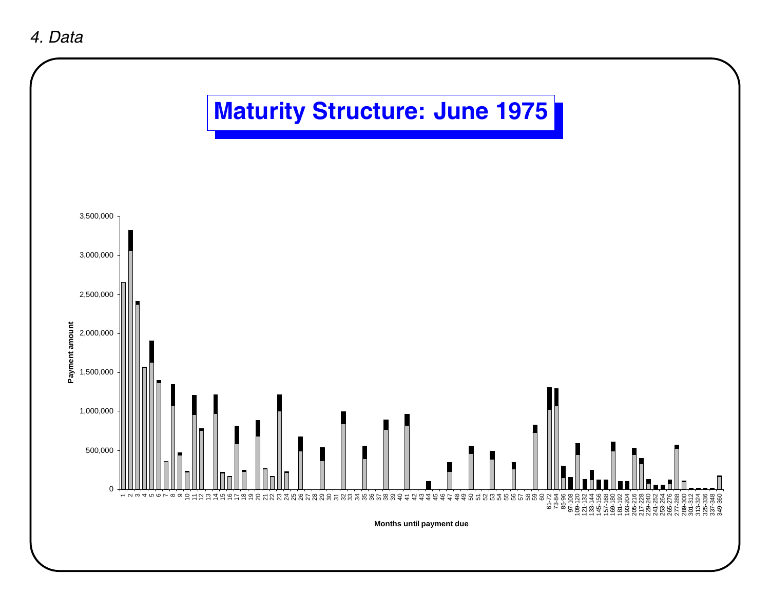*4. Data*

# Maturity Structure: June 1975

Payment amount

Months until payment due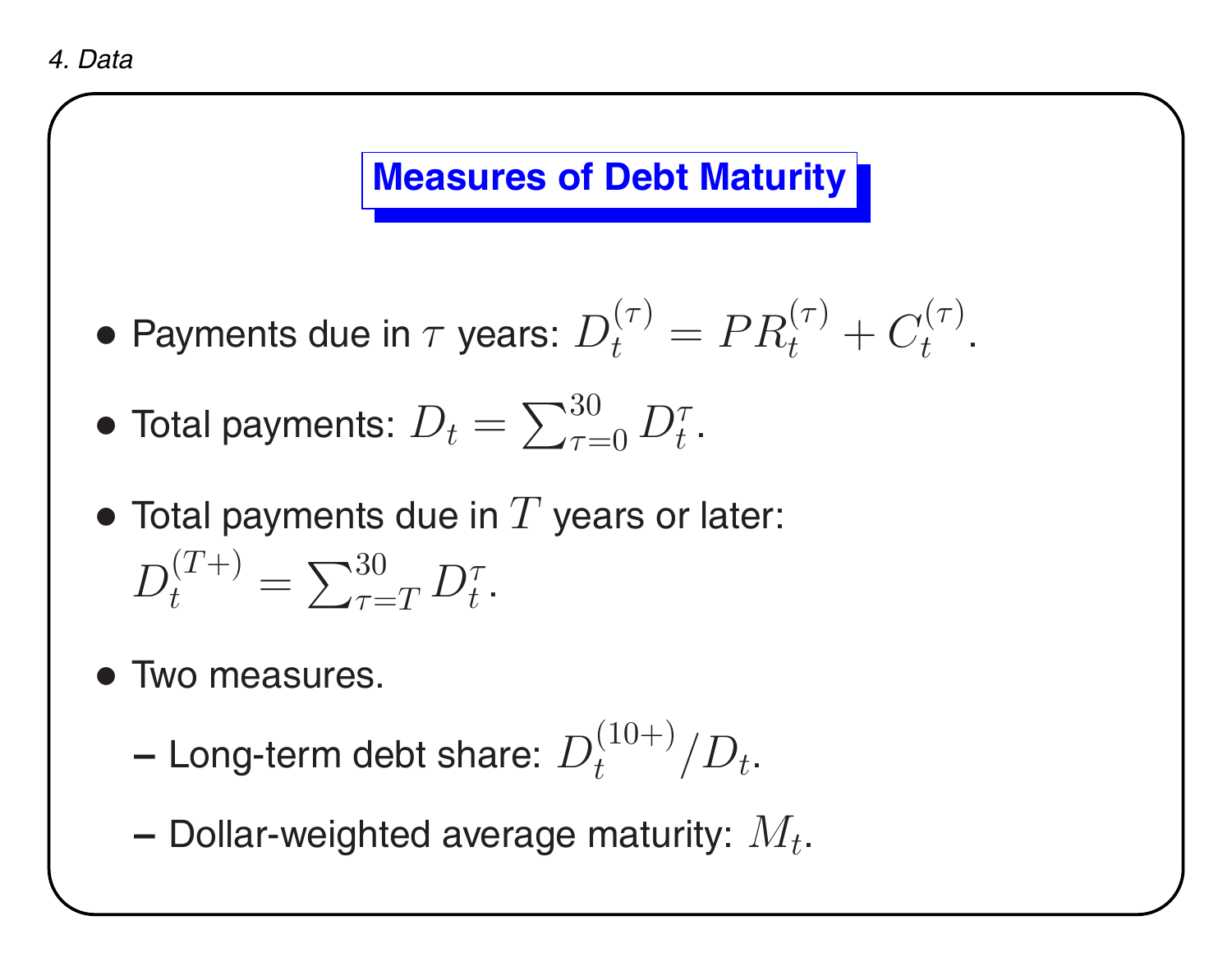## Measures of Debt Maturity

- Payments due in $\tau$ years: $D_t^{(\tau)} = PR_t^{(\tau)} + C_t^{(\tau)}$.
- Total payments: $D_t = \sum_{\tau=0}^{30} D_t^{\tau}$.
- Total payments due in $T$ years or later:
  $D_t^{(T+)} = \sum_{\tau=T}^{30} D_t^{\tau}$.
- Two measures.
  - Long-term debt share: $D_t^{(10+)}/D_t$.
  - Dollar-weighted average maturity: $M_t$.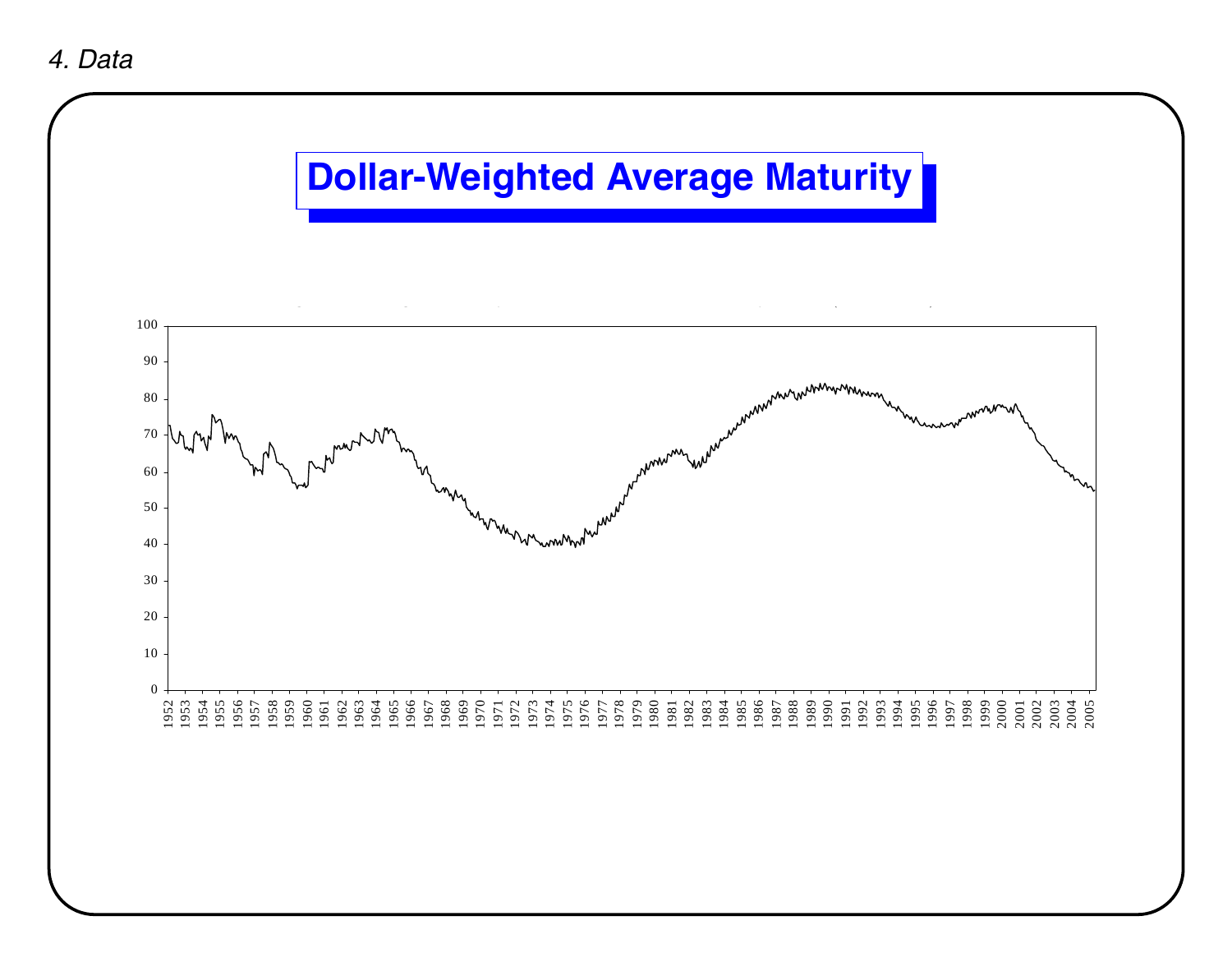*4. Data*

# Dollar-Weighted Average Maturity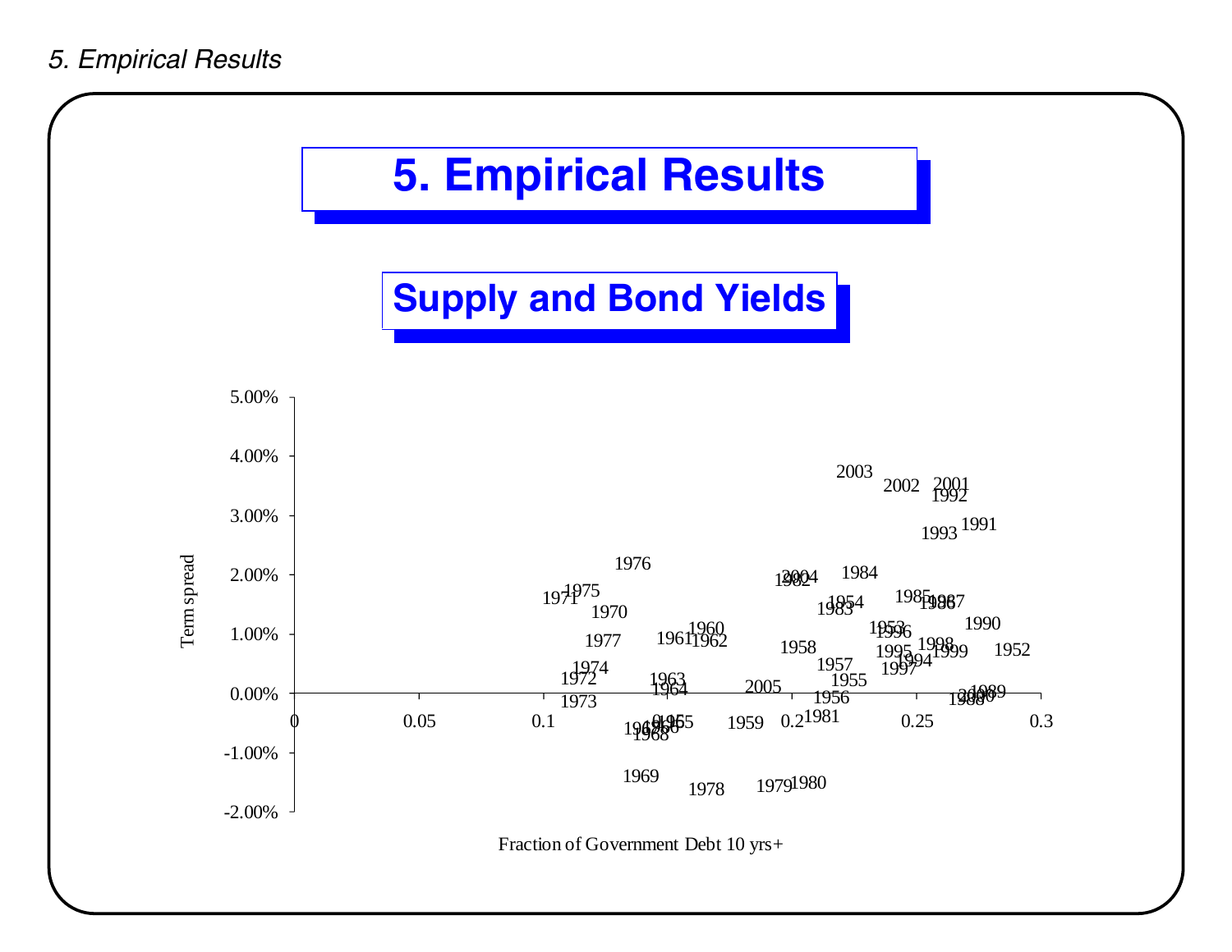# 5. Empirical Results

## Supply and Bond Yields

Term spread

Fraction of Government Debt 10 yrs+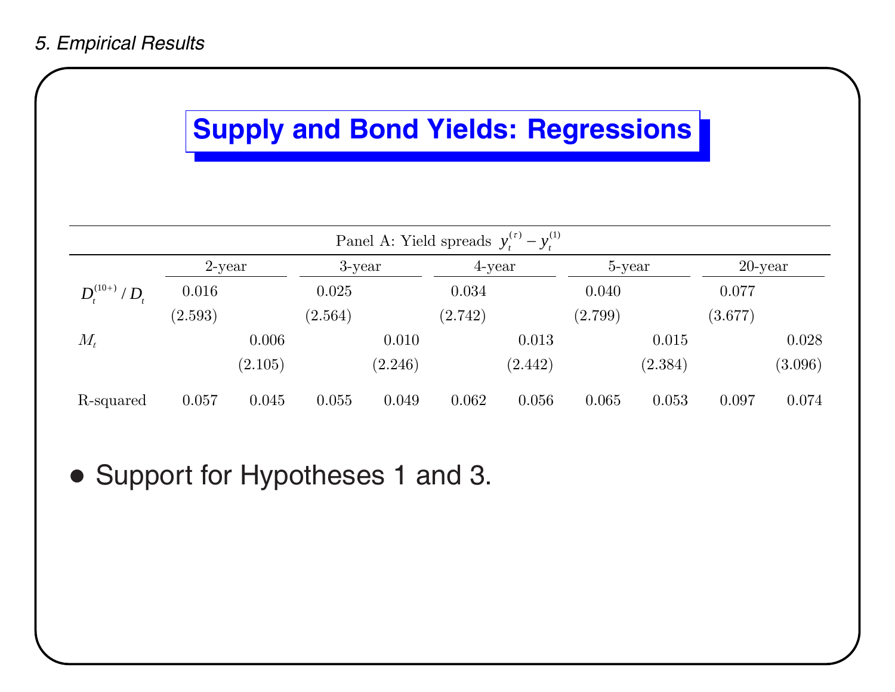*5. Empirical Results*

# Supply and Bond Yields: Regressions

| Panel A: Yield spreads $y_t^{(\tau)} - y_t^{(1)}$ | | | | | | | | | | |
|---|---|---|---|---|---|---|---|---|---|---|
| | 2-year | | 3-year | | 4-year | | 5-year | | 20-year | |
| $D_t^{(10+)} / D_t$ | 0.016 | | 0.025 | | 0.034 | | 0.040 | | 0.077 | |
| | (2.593) | | (2.564) | | (2.742) | | (2.799) | | (3.677) | |
| $M_t$ | | 0.006 | | 0.010 | | 0.013 | | 0.015 | | 0.028 |
| | | (2.105) | | (2.246) | | (2.442) | | (2.384) | | (3.096) |
| R-squared | 0.057 | 0.045 | 0.055 | 0.049 | 0.062 | 0.056 | 0.065 | 0.053 | 0.097 | 0.074 |

- Support for Hypotheses 1 and 3.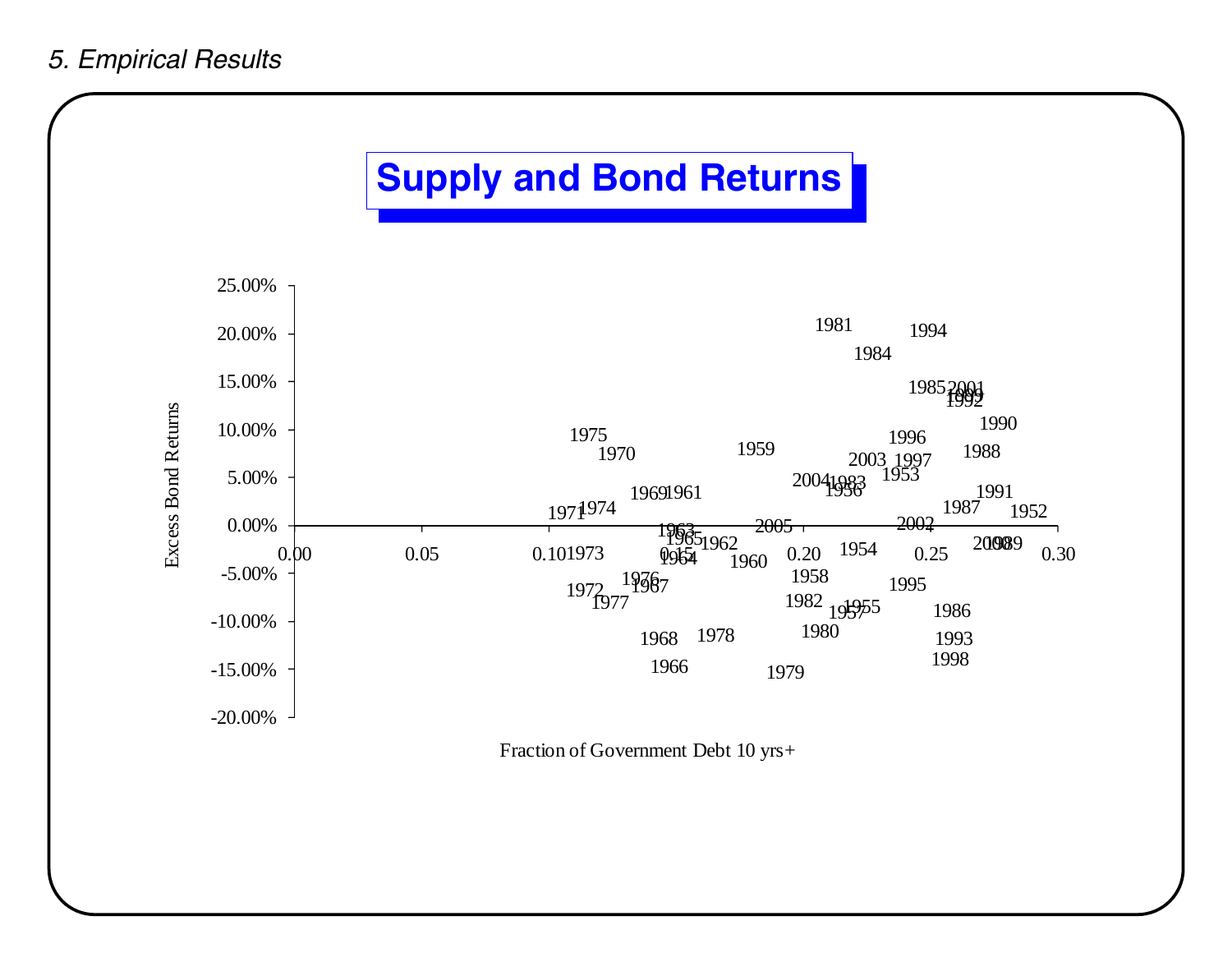*5. Empirical Results*

# Supply and Bond Returns

Excess Bond Returns

25.00%
20.00%
15.00%
10.00%
5.00%
0.00%
-5.00%
-10.00%
-15.00%
-20.00%

0.00 0.05 0.10 0.15 0.20 0.25 0.30

Fraction of Government Debt 10 yrs+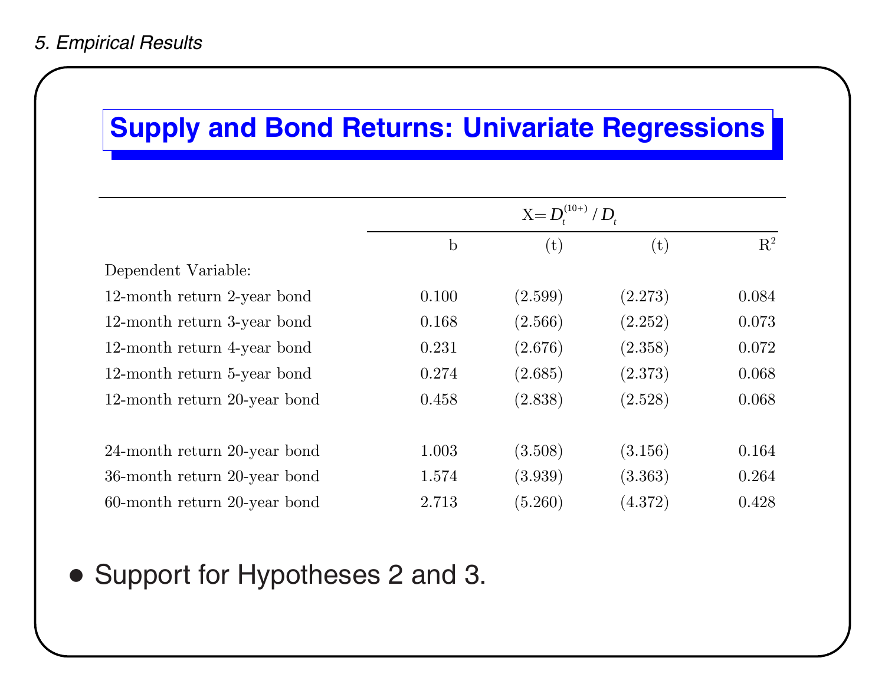*5. Empirical Results*

## Supply and Bond Returns: Univariate Regressions

| | $X = D_t^{(10+)} / D_t$ | | | |
|---|---|---|---|---|
| | b | (t) | (t) | $R^2$ |
| Dependent Variable: | | | | |
| 12-month return 2-year bond | 0.100 | (2.599) | (2.273) | 0.084 |
| 12-month return 3-year bond | 0.168 | (2.566) | (2.252) | 0.073 |
| 12-month return 4-year bond | 0.231 | (2.676) | (2.358) | 0.072 |
| 12-month return 5-year bond | 0.274 | (2.685) | (2.373) | 0.068 |
| 12-month return 20-year bond | 0.458 | (2.838) | (2.528) | 0.068 |
| | | | | |
| 24-month return 20-year bond | 1.003 | (3.508) | (3.156) | 0.164 |
| 36-month return 20-year bond | 1.574 | (3.939) | (3.363) | 0.264 |
| 60-month return 20-year bond | 2.713 | (5.260) | (4.372) | 0.428 |

- Support for Hypotheses 2 and 3.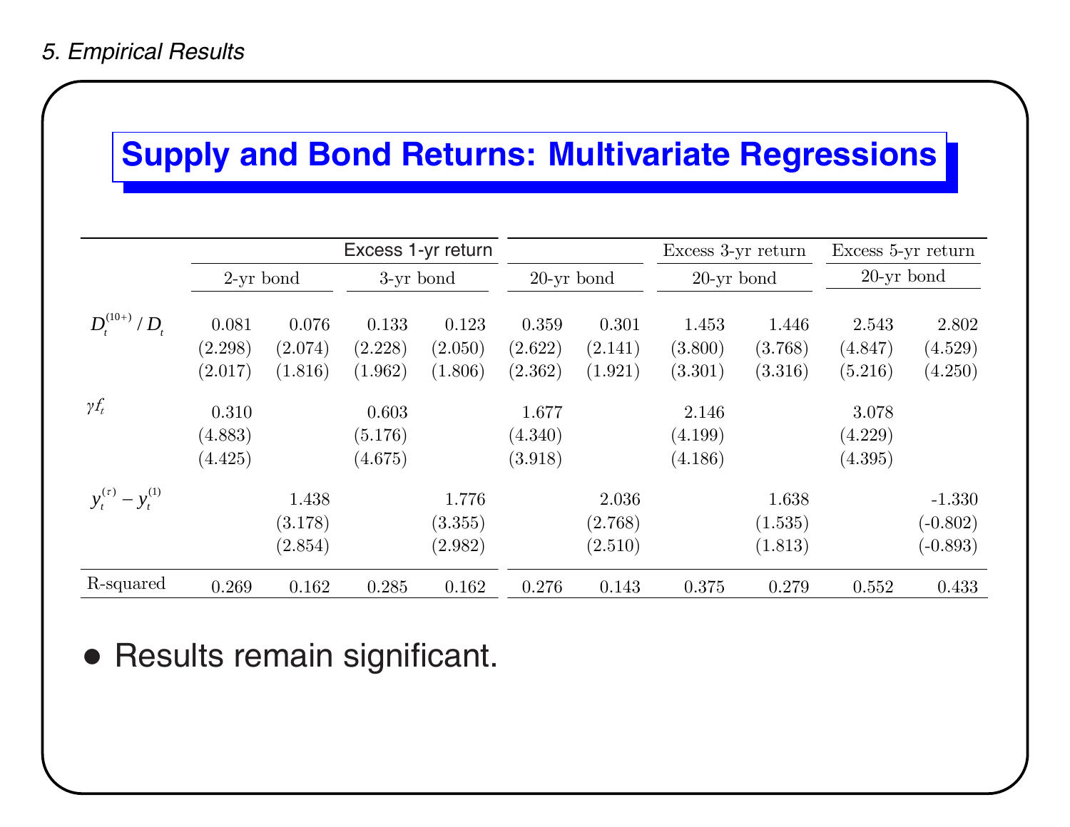## Supply and Bond Returns: Multivariate Regressions

| | Excess 1-yr return | | | | | | Excess 3-yr return | | Excess 5-yr return | |
|---|---|---|---|---|---|---|---|---|---|---|
| | 2-yr bond | | 3-yr bond | | 20-yr bond | | 20-yr bond | | 20-yr bond | |
| $D_t^{(10+)} / D_t$ | 0.081 | 0.076 | 0.133 | 0.123 | 0.359 | 0.301 | 1.453 | 1.446 | 2.543 | 2.802 |
| | (2.298) | (2.074) | (2.228) | (2.050) | (2.622) | (2.141) | (3.800) | (3.768) | (4.847) | (4.529) |
| | (2.017) | (1.816) | (1.962) | (1.806) | (2.362) | (1.921) | (3.301) | (3.316) | (5.216) | (4.250) |
| $\gamma f_t$ | 0.310 | | 0.603 | | 1.677 | | 2.146 | | 3.078 | |
| | (4.883) | | (5.176) | | (4.340) | | (4.199) | | (4.229) | |
| | (4.425) | | (4.675) | | (3.918) | | (4.186) | | (4.395) | |
| $y_t^{(\tau)} - y_t^{(1)}$ | | 1.438 | | 1.776 | | 2.036 | | 1.638 | | -1.330 |
| | | (3.178) | | (3.355) | | (2.768) | | (1.535) | | (-0.802) |
| | | (2.854) | | (2.982) | | (2.510) | | (1.813) | | (-0.893) |
| R-squared | 0.269 | 0.162 | 0.285 | 0.162 | 0.276 | 0.143 | 0.375 | 0.279 | 0.552 | 0.433 |

- Results remain significant.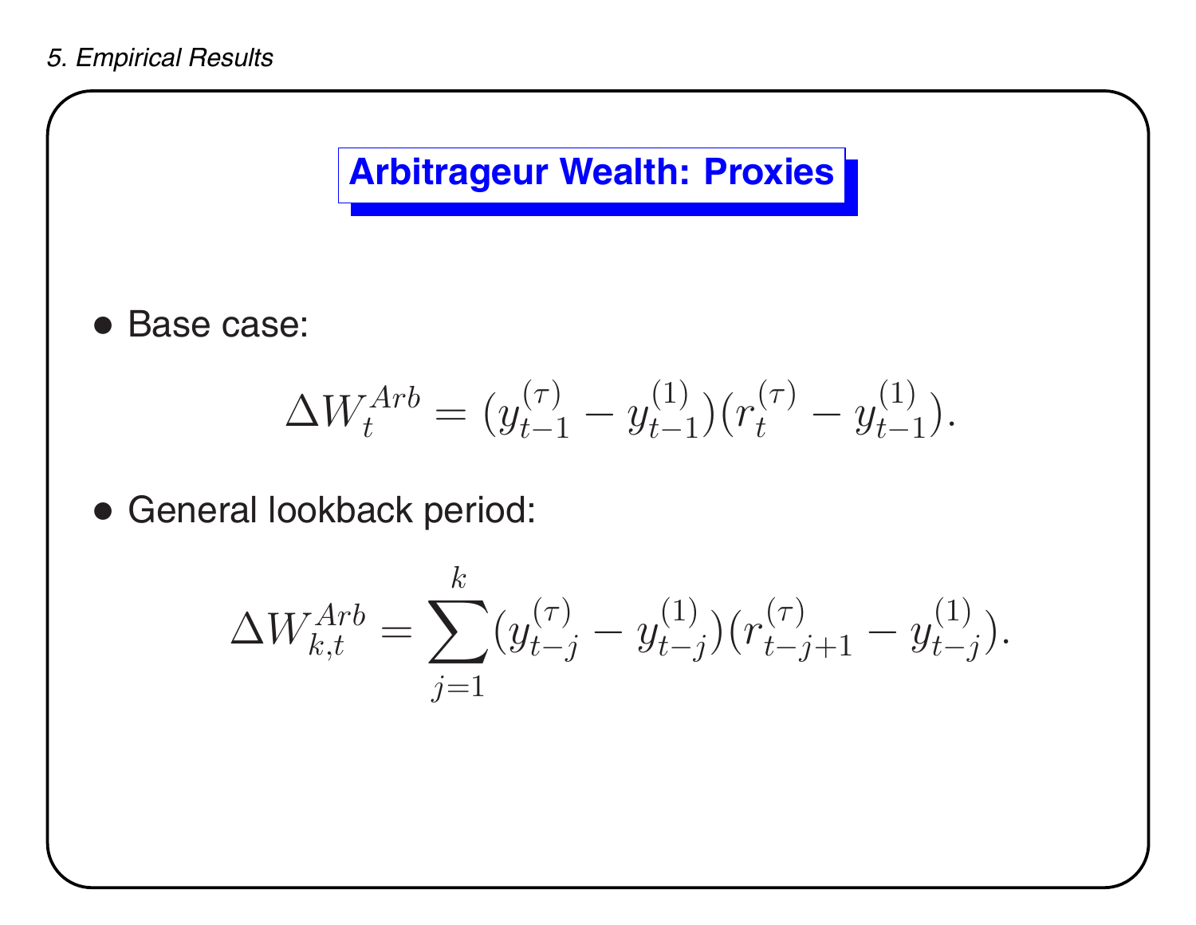## Arbitrageur Wealth: Proxies

- Base case:

$$\Delta W_t^{Arb} = (y_{t-1}^{(\tau)} - y_{t-1}^{(1)})(r_t^{(\tau)} - y_{t-1}^{(1)}).$$

- General lookback period:

$$\Delta W_{k,t}^{Arb} = \sum_{j=1}^{k} (y_{t-j}^{(\tau)} - y_{t-j}^{(1)})(r_{t-j+1}^{(\tau)} - y_{t-j}^{(1)}).$$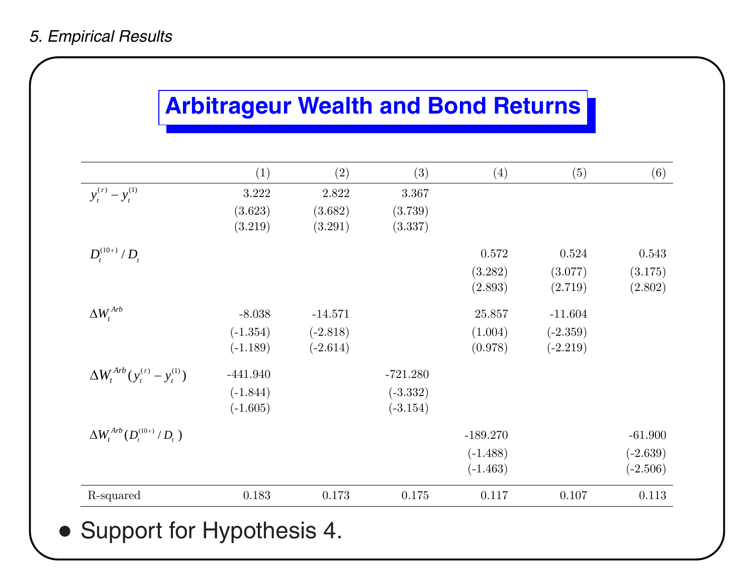*5. Empirical Results*

# Arbitrageur Wealth and Bond Returns

| | (1) | (2) | (3) | (4) | (5) | (6) |
|---|---|---|---|---|---|---|
| $y_t^{(\tau)} - y_t^{(1)}$ | 3.222 | 2.822 | 3.367 | | | |
| | (3.623) | (3.682) | (3.739) | | | |
| | (3.219) | (3.291) | (3.337) | | | |
| $D_t^{(10+)} / D_t$ | | | | 0.572 | 0.524 | 0.543 |
| | | | | (3.282) | (3.077) | (3.175) |
| | | | | (2.893) | (2.719) | (2.802) |
| $\Delta W_t^{Arb}$ | -8.038 | -14.571 | | 25.857 | -11.604 | |
| | (-1.354) | (-2.818) | | (1.004) | (-2.359) | |
| | (-1.189) | (-2.614) | | (0.978) | (-2.219) | |
| $\Delta W_t^{Arb}(y_t^{(\tau)} - y_t^{(1)})$ | -441.940 | | -721.280 | | | |
| | (-1.844) | | (-3.332) | | | |
| | (-1.605) | | (-3.154) | | | |
| $\Delta W_t^{Arb}(D_t^{(10+)} / D_t)$ | | | | -189.270 | | -61.900 |
| | | | | (-1.488) | | (-2.639) |
| | | | | (-1.463) | | (-2.506) |
| R-squared | 0.183 | 0.173 | 0.175 | 0.117 | 0.107 | 0.113 |

- Support for Hypothesis 4.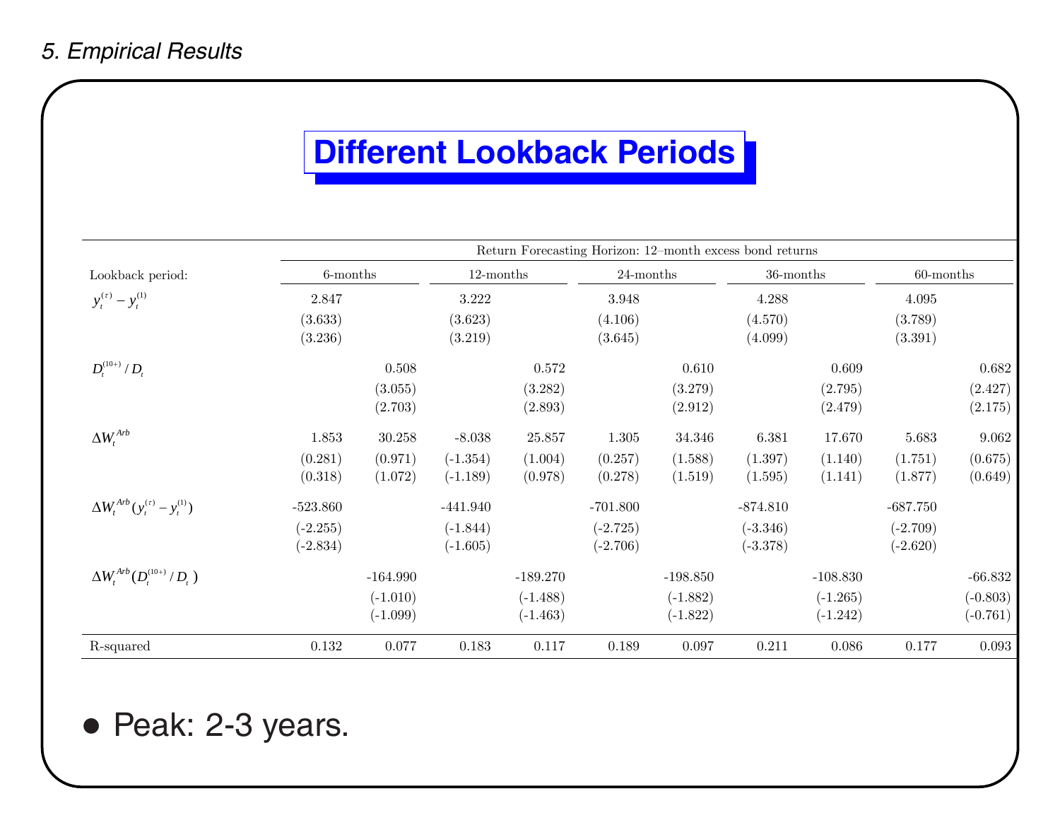## 5. Empirical Results

# Different Lookback Periods

| | Return Forecasting Horizon: 12–month excess bond returns | | | | | | | | | |
|---|---|---|---|---|---|---|---|---|---|---|
| Lookback period: | 6-months | | 12-months | | 24-months | | 36-months | | 60-months | |
| $y_t^{(\tau)} - y_t^{(1)}$ | 2.847 | | 3.222 | | 3.948 | | 4.288 | | 4.095 | |
| | (3.633) | | (3.623) | | (4.106) | | (4.570) | | (3.789) | |
| | (3.236) | | (3.219) | | (3.645) | | (4.099) | | (3.391) | |
| $D_t^{(10+)} / D_t$ | | 0.508 | | 0.572 | | 0.610 | | 0.609 | | 0.682 |
| | | (3.055) | | (3.282) | | (3.279) | | (2.795) | | (2.427) |
| | | (2.703) | | (2.893) | | (2.912) | | (2.479) | | (2.175) |
| $\Delta W_t^{Arb}$ | 1.853 | 30.258 | -8.038 | 25.857 | 1.305 | 34.346 | 6.381 | 17.670 | 5.683 | 9.062 |
| | (0.281) | (0.971) | (-1.354) | (1.004) | (0.257) | (1.588) | (1.397) | (1.140) | (1.751) | (0.675) |
| | (0.318) | (1.072) | (-1.189) | (0.978) | (0.278) | (1.519) | (1.595) | (1.141) | (1.877) | (0.649) |
| $\Delta W_t^{Arb} (y_t^{(\tau)} - y_t^{(1)})$ | -523.860 | | -441.940 | | -701.800 | | -874.810 | | -687.750 | |
| | (-2.255) | | (-1.844) | | (-2.725) | | (-3.346) | | (-2.709) | |
| | (-2.834) | | (-1.605) | | (-2.706) | | (-3.378) | | (-2.620) | |
| $\Delta W_t^{Arb} (D_t^{(10+)} / D_t)$ | | -164.990 | | -189.270 | | -198.850 | | -108.830 | | -66.832 |
| | | (-1.010) | | (-1.488) | | (-1.882) | | (-1.265) | | (-0.803) |
| | | (-1.099) | | (-1.463) | | (-1.822) | | (-1.242) | | (-0.761) |
| R-squared | 0.132 | 0.077 | 0.183 | 0.117 | 0.189 | 0.097 | 0.211 | 0.086 | 0.177 | 0.093 |

- Peak: 2-3 years.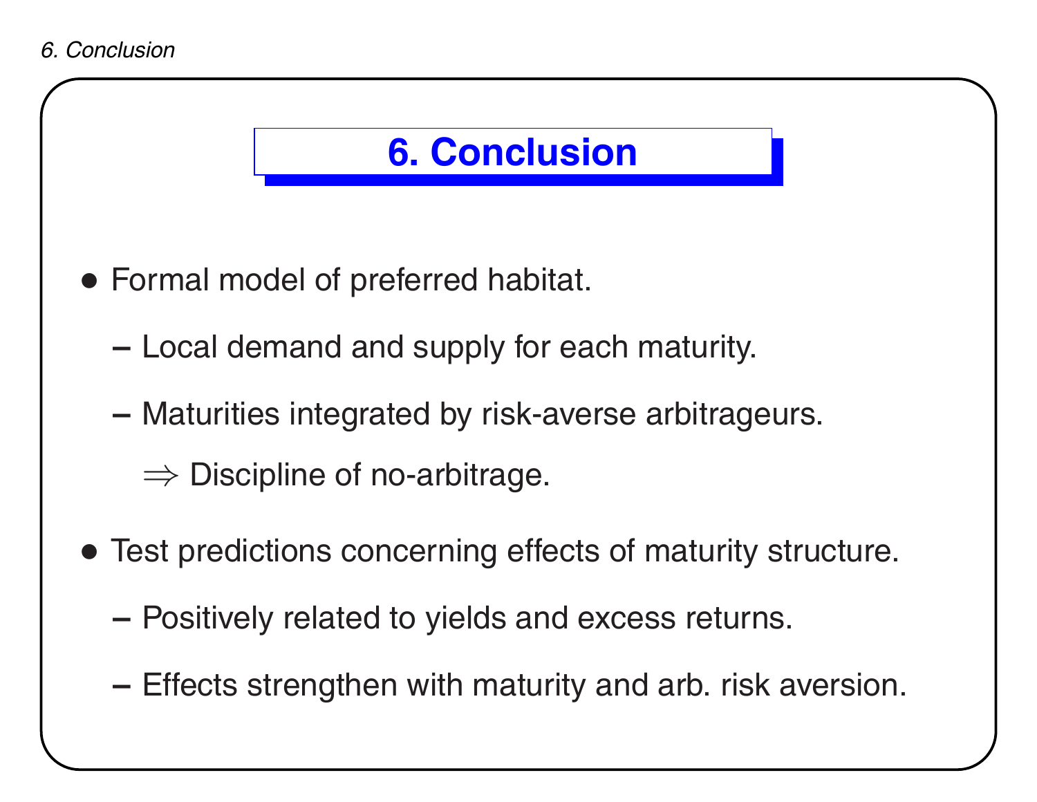# 6. Conclusion

- Formal model of preferred habitat.
  - Local demand and supply for each maturity.
  - Maturities integrated by risk-averse arbitrageurs.

    $\Rightarrow$ Discipline of no-arbitrage.
- Test predictions concerning effects of maturity structure.
  - Positively related to yields and excess returns.
  - Effects strengthen with maturity and arb. risk aversion.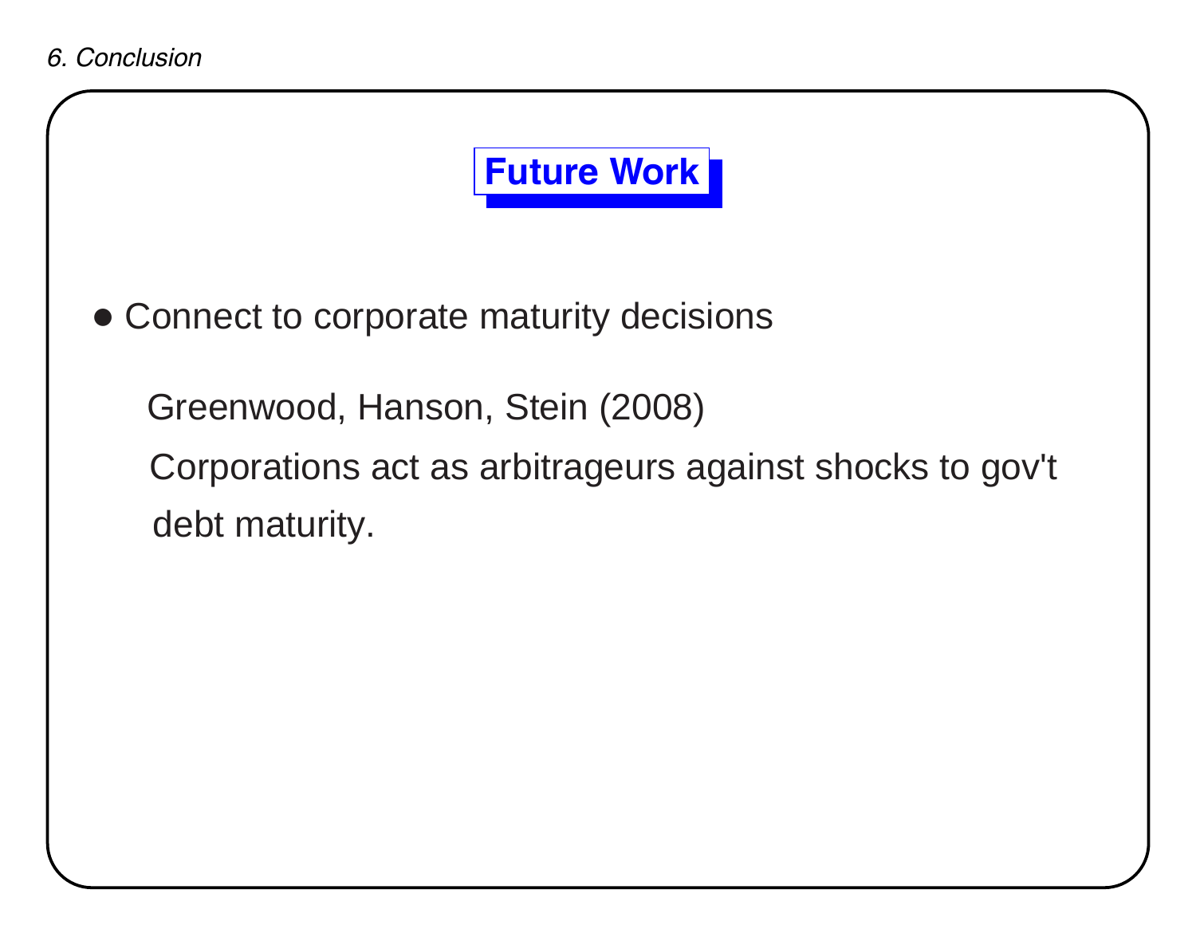## Future Work

- Connect to corporate maturity decisions

  Greenwood, Hanson, Stein (2008)

  Corporations act as arbitrageurs against shocks to gov't debt maturity.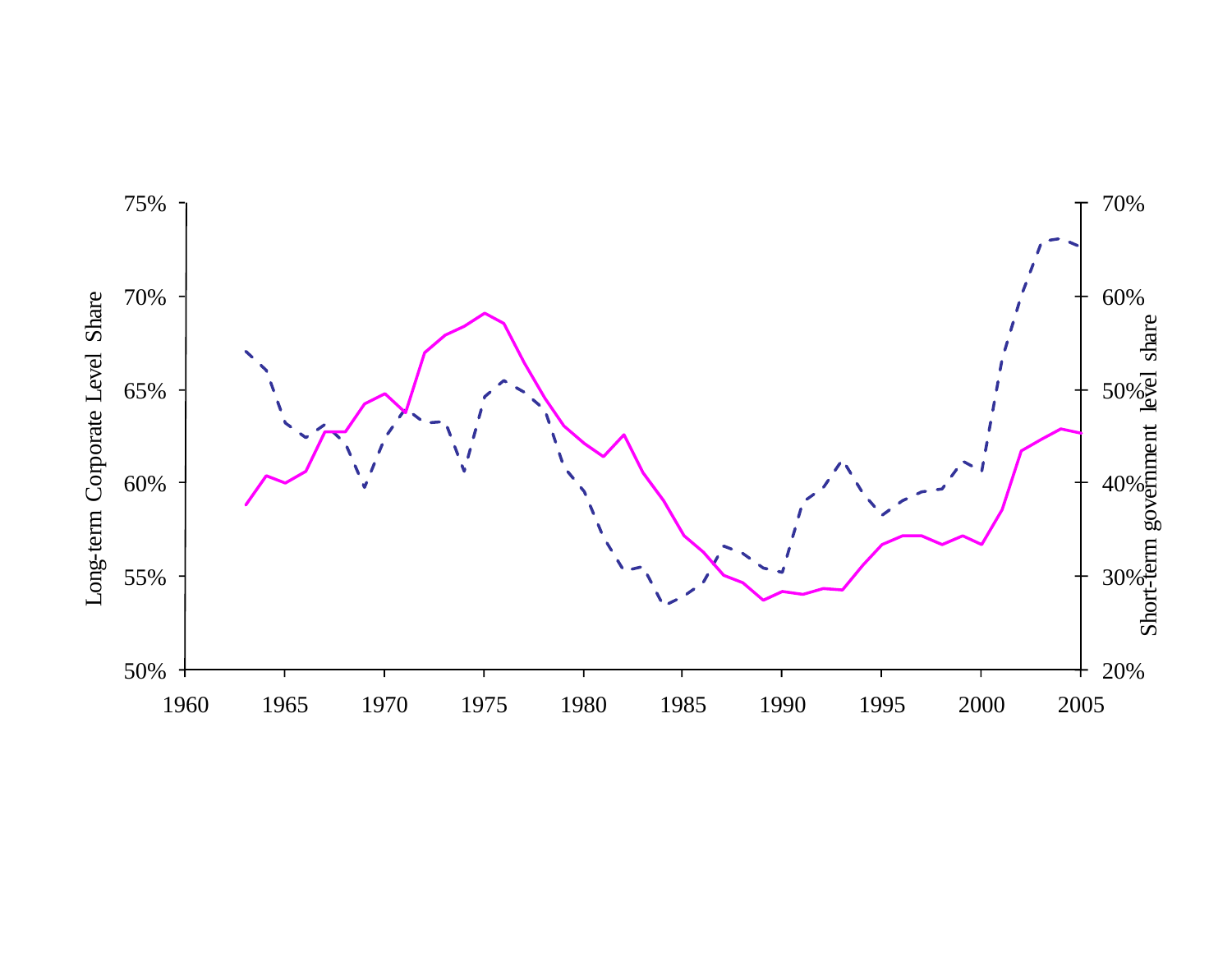75%
70%
65%
60%
55%
50%

Long-term Corporate Level Share

70%
60%
50%
40%
30%
20%

Short-term government level share

1960
1965
1970
1975
1980
1985
1990
1995
2000
2005